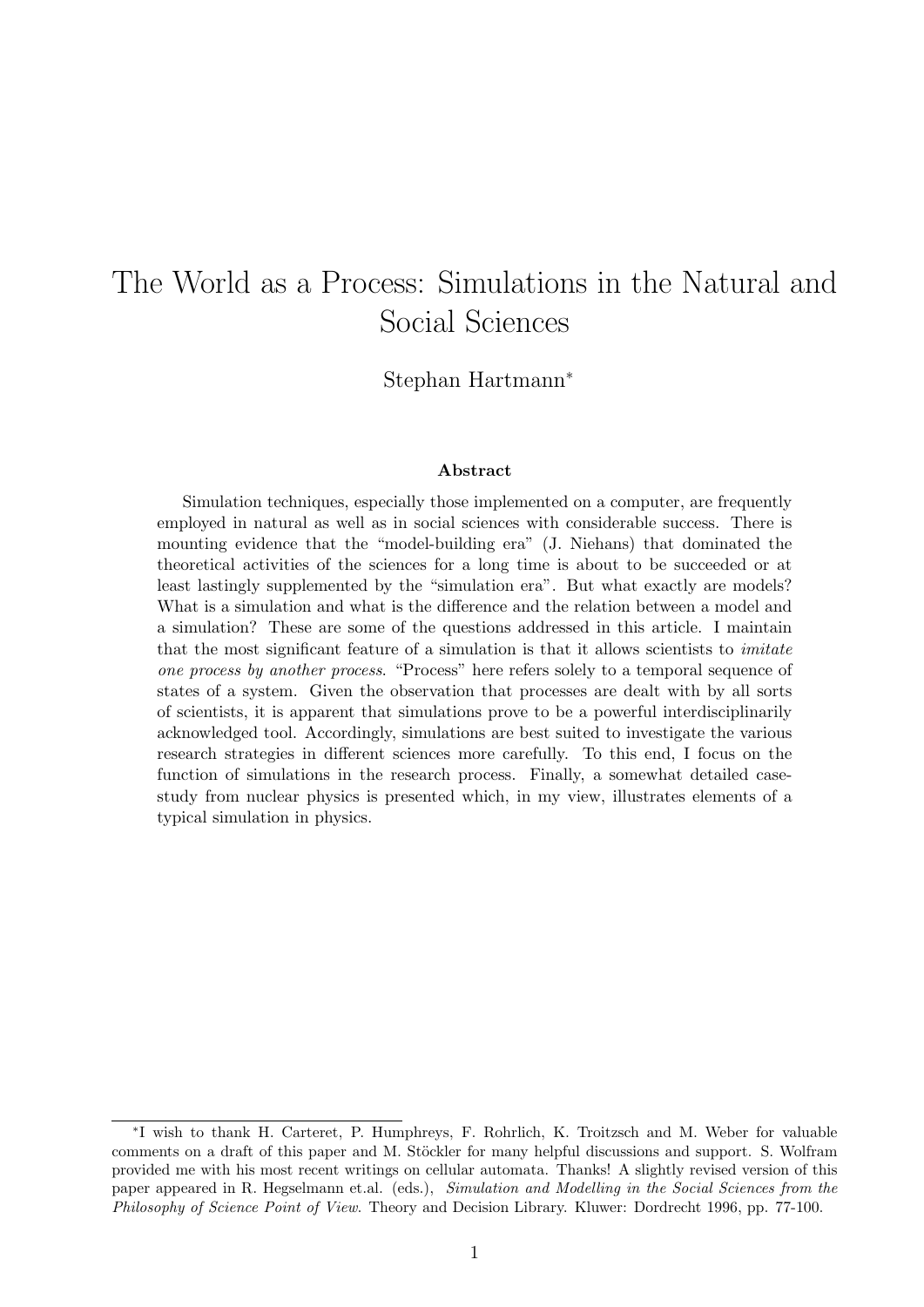# The World as a Process: Simulations in the Natural and Social Sciences

Stephan Hartmann*

### Abstract

Simulation techniques, especially those implemented on a computer, are frequently employed in natural as well as in social sciences with considerable success. There is mounting evidence that the "model-building era" (J. Niehans) that dominated the theoretical activities of the sciences for a long time is about to be succeeded or at least lastingly supplemented by the "simulation era". But what exactly are models? What is a simulation and what is the difference and the relation between a model and a simulation? These are some of the questions addressed in this article. I maintain that the most significant feature of a simulation is that it allows scientists to *imitate one process by another process*. "Process" here refers solely to a temporal sequence of states of a system. Given the observation that processes are dealt with by all sorts of scientists, it is apparent that simulations prove to be a powerful interdisciplinarily acknowledged tool. Accordingly, simulations are best suited to investigate the various research strategies in different sciences more carefully. To this end, I focus on the function of simulations in the research process. Finally, a somewhat detailed case-study from nuclear physics is presented which, in my view, illustrates elements of a typical simulation in physics.

---

*I wish to thank H. Carteret, P. Humphreys, F. Rohrlich, K. Troitzsch and M. Weber for valuable comments on a draft of this paper and M. Stöckler for many helpful discussions and support. S. Wolfram provided me with his most recent writings on cellular automata. Thanks! A slightly revised version of this paper appeared in R. Hegselmann et.al. (eds.), *Simulation and Modelling in the Social Sciences from the Philosophy of Science Point of View*. Theory and Decision Library. Kluwer: Dordrecht 1996, pp. 77-100.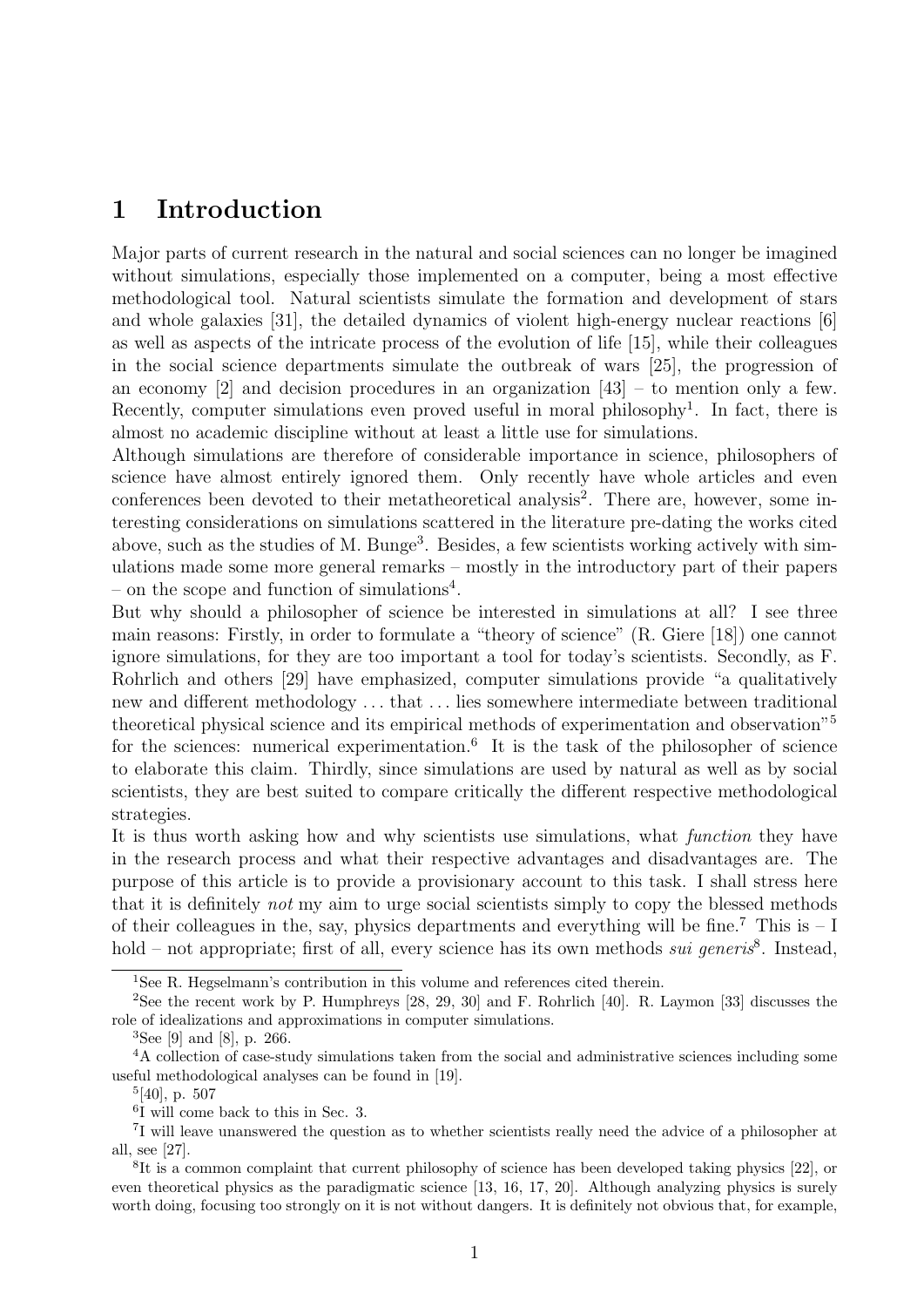# 1 Introduction

Major parts of current research in the natural and social sciences can no longer be imagined without simulations, especially those implemented on a computer, being a most effective methodological tool. Natural scientists simulate the formation and development of stars and whole galaxies [31], the detailed dynamics of violent high-energy nuclear reactions [6] as well as aspects of the intricate process of the evolution of life [15], while their colleagues in the social science departments simulate the outbreak of wars [25], the progression of an economy [2] and decision procedures in an organization [43] – to mention only a few. Recently, computer simulations even proved useful in moral philosophy[1]. In fact, there is almost no academic discipline without at least a little use for simulations.

Although simulations are therefore of considerable importance in science, philosophers of science have almost entirely ignored them. Only recently have whole articles and even conferences been devoted to their metatheoretical analysis[2]. There are, however, some interesting considerations on simulations scattered in the literature pre-dating the works cited above, such as the studies of M. Bunge[3]. Besides, a few scientists working actively with simulations made some more general remarks – mostly in the introductory part of their papers – on the scope and function of simulations[4].

But why should a philosopher of science be interested in simulations at all? I see three main reasons: Firstly, in order to formulate a "theory of science" (R. Giere [18]) one cannot ignore simulations, for they are too important a tool for today's scientists. Secondly, as F. Rohrlich and others [29] have emphasized, computer simulations provide "a qualitatively new and different methodology ... that ... lies somewhere intermediate between traditional theoretical physical science and its empirical methods of experimentation and observation"[5] for the sciences: numerical experimentation.[6] It is the task of the philosopher of science to elaborate this claim. Thirdly, since simulations are used by natural as well as by social scientists, they are best suited to compare critically the different respective methodological strategies.

It is thus worth asking how and why scientists use simulations, what *function* they have in the research process and what their respective advantages and disadvantages are. The purpose of this article is to provide a provisionary account to this task. I shall stress here that it is definitely *not* my aim to urge social scientists simply to copy the blessed methods of their colleagues in the, say, physics departments and everything will be fine.[7] This is – I hold – not appropriate; first of all, every science has its own methods *sui generis*[8]. Instead,

---

[1] See R. Hegselmann's contribution in this volume and references cited therein.

[2] See the recent work by P. Humphreys [28, 29, 30] and F. Rohrlich [40]. R. Laymon [33] discusses the role of idealizations and approximations in computer simulations.

[3] See [9] and [8], p. 266.

[4] A collection of case-study simulations taken from the social and administrative sciences including some useful methodological analyses can be found in [19].

[5] [40], p. 507

[6] I will come back to this in Sec. 3.

[7] I will leave unanswered the question as to whether scientists really need the advice of a philosopher at all, see [27].

[8] It is a common complaint that current philosophy of science has been developed taking physics [22], or even theoretical physics as the paradigmatic science [13, 16, 17, 20]. Although analyzing physics is surely worth doing, focusing too strongly on it is not without dangers. It is definitely not obvious that, for example,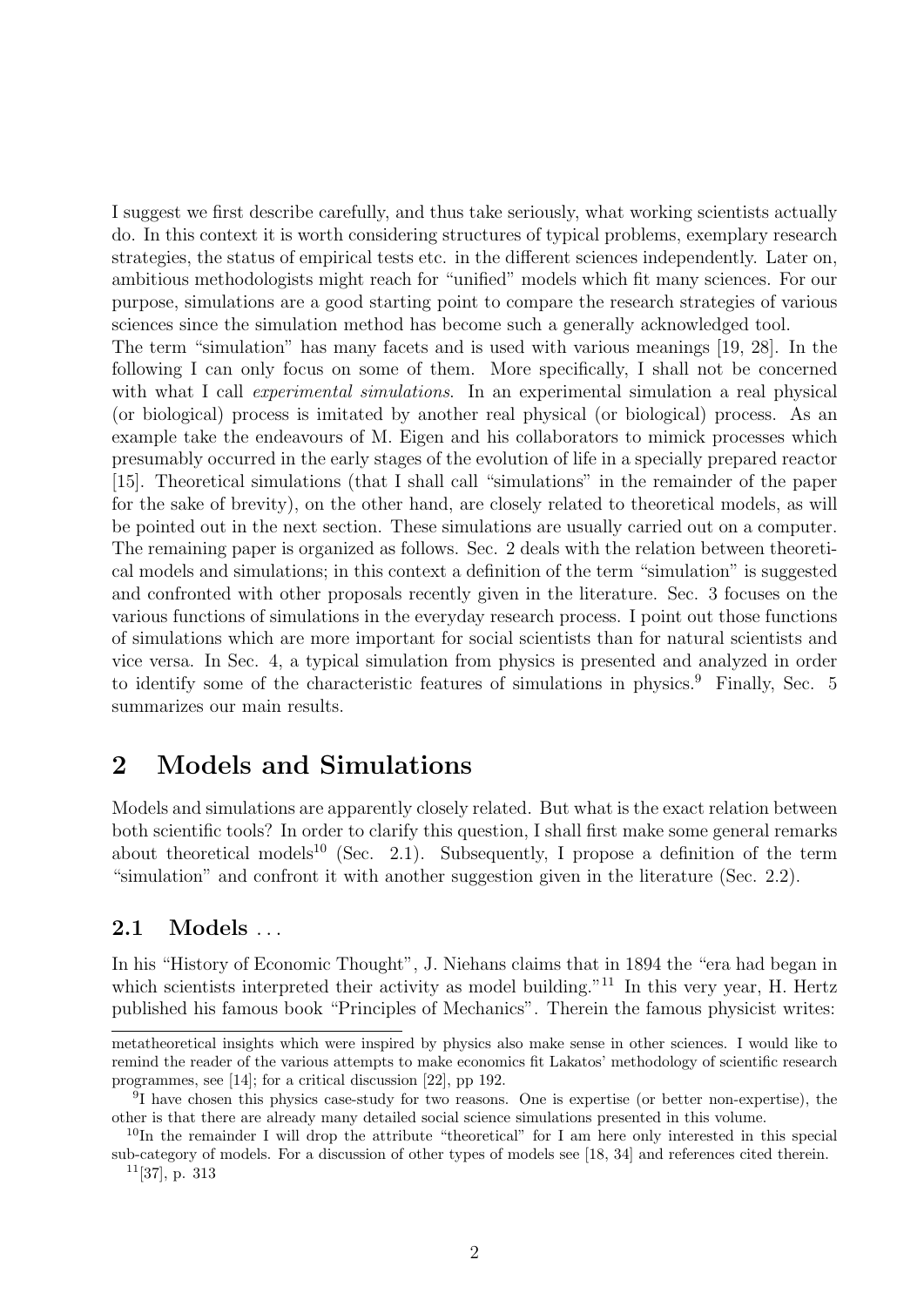I suggest we first describe carefully, and thus take seriously, what working scientists actually do. In this context it is worth considering structures of typical problems, exemplary research strategies, the status of empirical tests etc. in the different sciences independently. Later on, ambitious methodologists might reach for "unified" models which fit many sciences. For our purpose, simulations are a good starting point to compare the research strategies of various sciences since the simulation method has become such a generally acknowledged tool.

The term "simulation" has many facets and is used with various meanings [19, 28]. In the following I can only focus on some of them. More specifically, I shall not be concerned with what I call *experimental simulations*. In an experimental simulation a real physical (or biological) process is imitated by another real physical (or biological) process. As an example take the endeavours of M. Eigen and his collaborators to mimick processes which presumably occurred in the early stages of the evolution of life in a specially prepared reactor [15]. Theoretical simulations (that I shall call "simulations" in the remainder of the paper for the sake of brevity), on the other hand, are closely related to theoretical models, as will be pointed out in the next section. These simulations are usually carried out on a computer.

The remaining paper is organized as follows. Sec. 2 deals with the relation between theoretical models and simulations; in this context a definition of the term "simulation" is suggested and confronted with other proposals recently given in the literature. Sec. 3 focuses on the various functions of simulations in the everyday research process. I point out those functions of simulations which are more important for social scientists than for natural scientists and vice versa. In Sec. 4, a typical simulation from physics is presented and analyzed in order to identify some of the characteristic features of simulations in physics.[9] Finally, Sec. 5 summarizes our main results.

## 2 Models and Simulations

Models and simulations are apparently closely related. But what is the exact relation between both scientific tools? In order to clarify this question, I shall first make some general remarks about theoretical models[10] (Sec. 2.1). Subsequently, I propose a definition of the term "simulation" and confront it with another suggestion given in the literature (Sec. 2.2).

### 2.1 Models ...

In his "History of Economic Thought", J. Niehans claims that in 1894 the "era had began in which scientists interpreted their activity as model building."[11] In this very year, H. Hertz published his famous book "Principles of Mechanics". Therein the famous physicist writes:

---

metatheoretical insights which were inspired by physics also make sense in other sciences. I would like to remind the reader of the various attempts to make economics fit Lakatos' methodology of scientific research programmes, see [14]; for a critical discussion [22], pp 192.

[9] I have chosen this physics case-study for two reasons. One is expertise (or better non-expertise), the other is that there are already many detailed social science simulations presented in this volume.

[10] In the remainder I will drop the attribute "theoretical" for I am here only interested in this special sub-category of models. For a discussion of other types of models see [18, 34] and references cited therein.

[11] [37], p. 313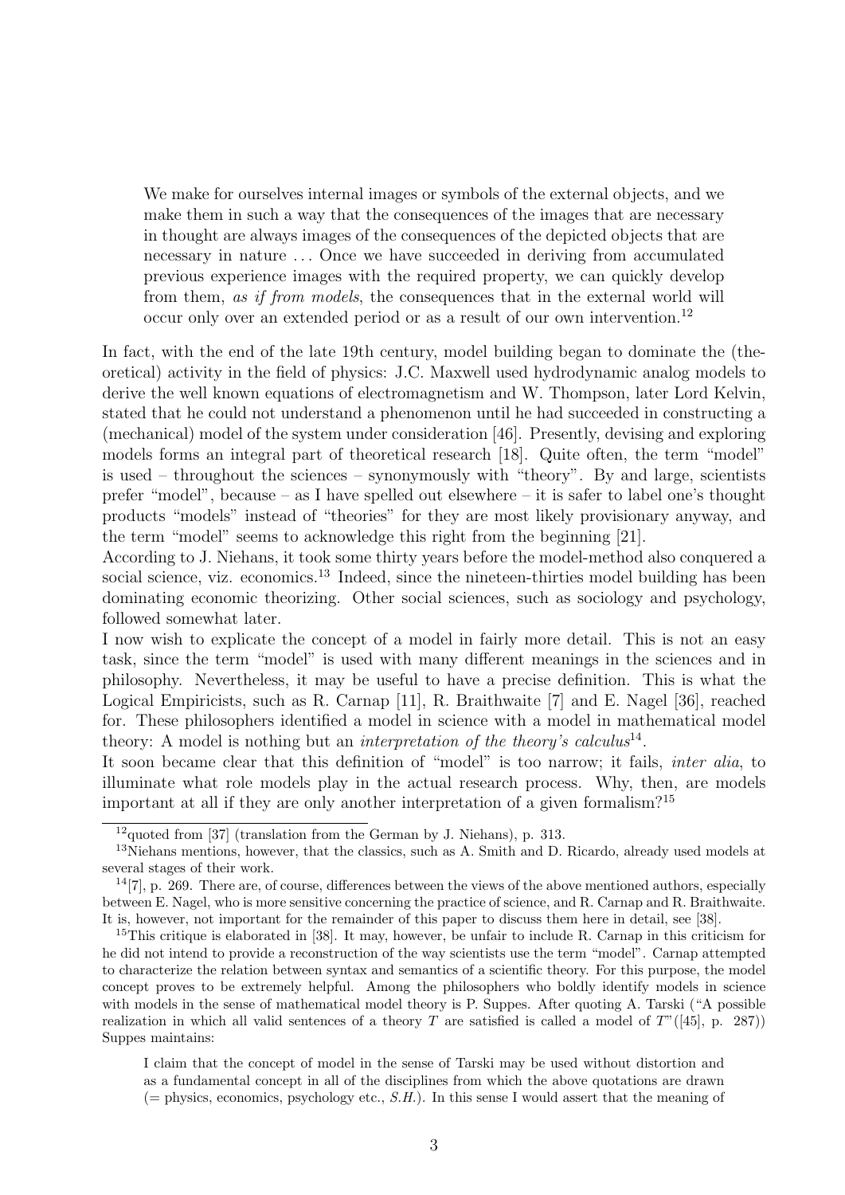> We make for ourselves internal images or symbols of the external objects, and we make them in such a way that the consequences of the images that are necessary in thought are always images of the consequences of the depicted objects that are necessary in nature ... Once we have succeeded in deriving from accumulated previous experience images with the required property, we can quickly develop from them, *as if from models*, the consequences that in the external world will occur only over an extended period or as a result of our own intervention.[12]

In fact, with the end of the late 19th century, model building began to dominate the (theoretical) activity in the field of physics: J.C. Maxwell used hydrodynamic analog models to derive the well known equations of electromagnetism and W. Thompson, later Lord Kelvin, stated that he could not understand a phenomenon until he had succeeded in constructing a (mechanical) model of the system under consideration [46]. Presently, devising and exploring models forms an integral part of theoretical research [18]. Quite often, the term "model" is used – throughout the sciences – synonymously with "theory". By and large, scientists prefer "model", because – as I have spelled out elsewhere – it is safer to label one's thought products "models" instead of "theories" for they are most likely provisionary anyway, and the term "model" seems to acknowledge this right from the beginning [21].

According to J. Niehans, it took some thirty years before the model-method also conquered a social science, viz. economics.[13] Indeed, since the nineteen-thirties model building has been dominating economic theorizing. Other social sciences, such as sociology and psychology, followed somewhat later.

I now wish to explicate the concept of a model in fairly more detail. This is not an easy task, since the term "model" is used with many different meanings in the sciences and in philosophy. Nevertheless, it may be useful to have a precise definition. This is what the Logical Empiricists, such as R. Carnap [11], R. Braithwaite [7] and E. Nagel [36], reached for. These philosophers identified a model in science with a model in mathematical model theory: A model is nothing but an *interpretation of the theory's calculus*[14].

It soon became clear that this definition of "model" is too narrow; it fails, *inter alia*, to illuminate what role models play in the actual research process. Why, then, are models important at all if they are only another interpretation of a given formalism?[15]

---

[12] quoted from [37] (translation from the German by J. Niehans), p. 313.

[13] Niehans mentions, however, that the classics, such as A. Smith and D. Ricardo, already used models at several stages of their work.

[14] [7], p. 269. There are, of course, differences between the views of the above mentioned authors, especially between E. Nagel, who is more sensitive concerning the practice of science, and R. Carnap and R. Braithwaite. It is, however, not important for the remainder of this paper to discuss them here in detail, see [38].

[15] This critique is elaborated in [38]. It may, however, be unfair to include R. Carnap in this criticism for he did not intend to provide a reconstruction of the way scientists use the term "model". Carnap attempted to characterize the relation between syntax and semantics of a scientific theory. For this purpose, the model concept proves to be extremely helpful. Among the philosophers who boldly identify models in science with models in the sense of mathematical model theory is P. Suppes. After quoting A. Tarski ("A possible realization in which all valid sentences of a theory $T$ are satisfied is called a model of $T$"([45], p. 287)) Suppes maintains:

> I claim that the concept of model in the sense of Tarski may be used without distortion and as a fundamental concept in all of the disciplines from which the above quotations are drawn (= physics, economics, psychology etc., *S.H.*). In this sense I would assert that the meaning of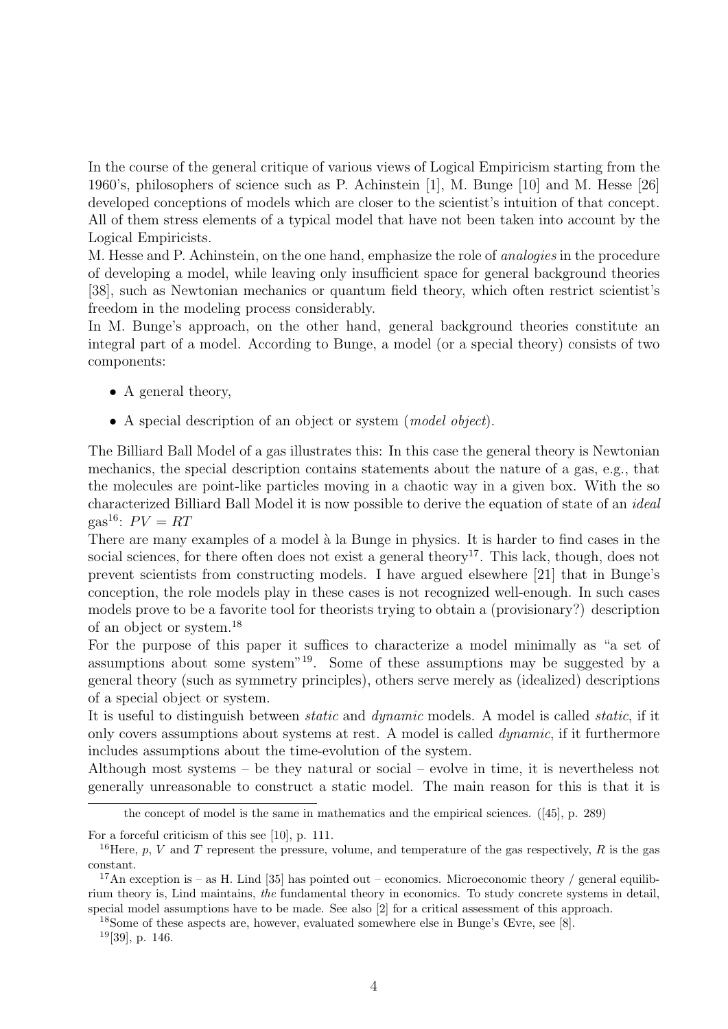In the course of the general critique of various views of Logical Empiricism starting from the 1960's, philosophers of science such as P. Achinstein [1], M. Bunge [10] and M. Hesse [26] developed conceptions of models which are closer to the scientist's intuition of that concept. All of them stress elements of a typical model that have not been taken into account by the Logical Empiricists.

M. Hesse and P. Achinstein, on the one hand, emphasize the role of *analogies* in the procedure of developing a model, while leaving only insufficient space for general background theories [38], such as Newtonian mechanics or quantum field theory, which often restrict scientist's freedom in the modeling process considerably.

In M. Bunge's approach, on the other hand, general background theories constitute an integral part of a model. According to Bunge, a model (or a special theory) consists of two components:

- A general theory,
- A special description of an object or system (*model object*).

The Billiard Ball Model of a gas illustrates this: In this case the general theory is Newtonian mechanics, the special description contains statements about the nature of a gas, e.g., that the molecules are point-like particles moving in a chaotic way in a given box. With the so characterized Billiard Ball Model it is now possible to derive the equation of state of an *ideal* gas[16]: $PV = RT$

There are many examples of a model à la Bunge in physics. It is harder to find cases in the social sciences, for there often does not exist a general theory[17]. This lack, though, does not prevent scientists from constructing models. I have argued elsewhere [21] that in Bunge's conception, the role models play in these cases is not recognized well-enough. In such cases models prove to be a favorite tool for theorists trying to obtain a (provisionary?) description of an object or system.[18]

For the purpose of this paper it suffices to characterize a model minimally as "a set of assumptions about some system"[19]. Some of these assumptions may be suggested by a general theory (such as symmetry principles), others serve merely as (idealized) descriptions of a special object or system.

It is useful to distinguish between *static* and *dynamic* models. A model is called *static*, if it only covers assumptions about systems at rest. A model is called *dynamic*, if it furthermore includes assumptions about the time-evolution of the system.

Although most systems – be they natural or social – evolve in time, it is nevertheless not generally unreasonable to construct a static model. The main reason for this is that it is

---

the concept of model is the same in mathematics and the empirical sciences. ([45], p. 289)

For a forceful criticism of this see [10], p. 111.

[16] Here, $p$, $V$ and $T$ represent the pressure, volume, and temperature of the gas respectively, $R$ is the gas constant.

[17] An exception is – as H. Lind [35] has pointed out – economics. Microeconomic theory / general equilibrium theory is, Lind maintains, *the* fundamental theory in economics. To study concrete systems in detail, special model assumptions have to be made. See also [2] for a critical assessment of this approach.

[18] Some of these aspects are, however, evaluated somewhere else in Bunge's Œvre, see [8].

[19] [39], p. 146.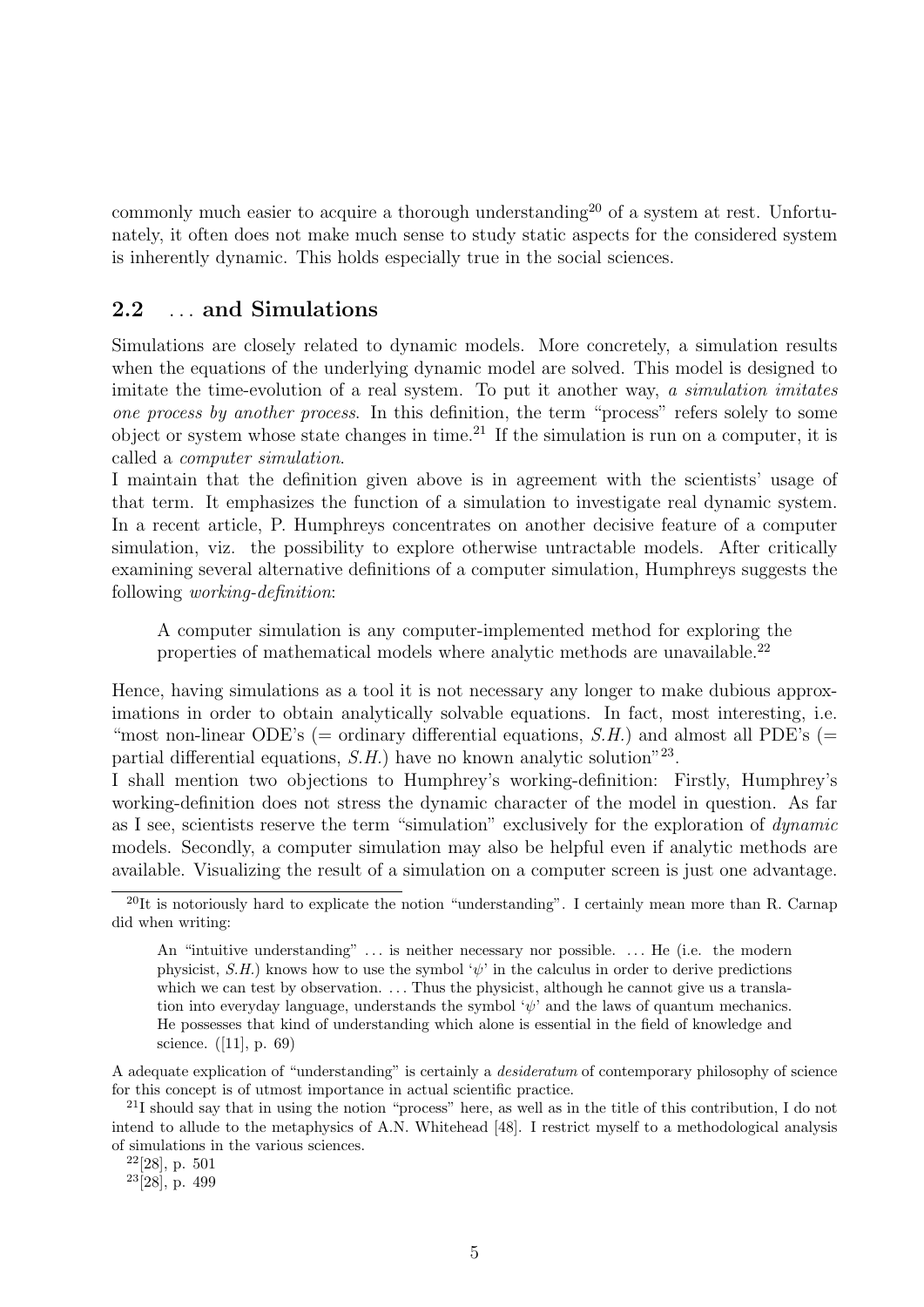commonly much easier to acquire a thorough understanding[20] of a system at rest. Unfortunately, it often does not make much sense to study static aspects for the considered system is inherently dynamic. This holds especially true in the social sciences.

## 2.2 ... and Simulations

Simulations are closely related to dynamic models. More concretely, a simulation results when the equations of the underlying dynamic model are solved. This model is designed to imitate the time-evolution of a real system. To put it another way, *a simulation imitates one process by another process*. In this definition, the term "process" refers solely to some object or system whose state changes in time.[21] If the simulation is run on a computer, it is called a *computer simulation*.

I maintain that the definition given above is in agreement with the scientists' usage of that term. It emphasizes the function of a simulation to investigate real dynamic system. In a recent article, P. Humphreys concentrates on another decisive feature of a computer simulation, viz. the possibility to explore otherwise untractable models. After critically examining several alternative definitions of a computer simulation, Humphreys suggests the following *working-definition*:

> A computer simulation is any computer-implemented method for exploring the properties of mathematical models where analytic methods are unavailable.[22]

Hence, having simulations as a tool it is not necessary any longer to make dubious approximations in order to obtain analytically solvable equations. In fact, most interesting, i.e. "most non-linear ODE's (= ordinary differential equations, *S.H.*) and almost all PDE's (= partial differential equations, *S.H.*) have no known analytic solution"[23].

I shall mention two objections to Humphrey's working-definition: Firstly, Humphrey's working-definition does not stress the dynamic character of the model in question. As far as I see, scientists reserve the term "simulation" exclusively for the exploration of *dynamic* models. Secondly, a computer simulation may also be helpful even if analytic methods are available. Visualizing the result of a simulation on a computer screen is just one advantage.

---

[20] It is notoriously hard to explicate the notion "understanding". I certainly mean more than R. Carnap did when writing:

> An "intuitive understanding" ... is neither necessary nor possible. ... He (i.e. the modern physicist, *S.H.*) knows how to use the symbol '$\psi$' in the calculus in order to derive predictions which we can test by observation. ... Thus the physicist, although he cannot give us a translation into everyday language, understands the symbol '$\psi$' and the laws of quantum mechanics. He possesses that kind of understanding which alone is essential in the field of knowledge and science. ([11], p. 69)

A adequate explication of "understanding" is certainly a *desideratum* of contemporary philosophy of science for this concept is of utmost importance in actual scientific practice.

[21] I should say that in using the notion "process" here, as well as in the title of this contribution, I do not intend to allude to the metaphysics of A.N. Whitehead [48]. I restrict myself to a methodological analysis of simulations in the various sciences.

[22] [28], p. 501

[23] [28], p. 499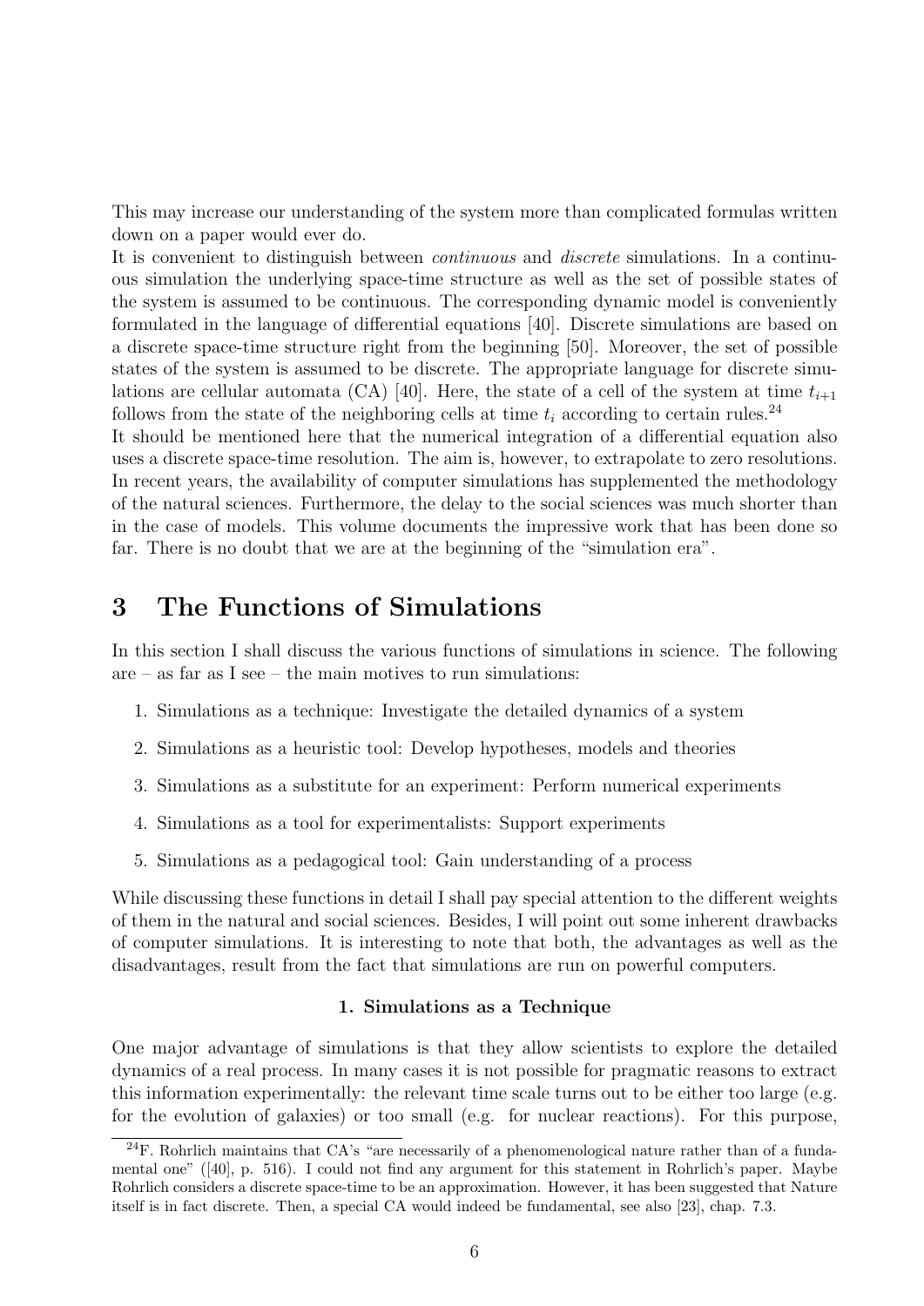This may increase our understanding of the system more than complicated formulas written down on a paper would ever do.

It is convenient to distinguish between *continuous* and *discrete* simulations. In a continuous simulation the underlying space-time structure as well as the set of possible states of the system is assumed to be continuous. The corresponding dynamic model is conveniently formulated in the language of differential equations [40]. Discrete simulations are based on a discrete space-time structure right from the beginning [50]. Moreover, the set of possible states of the system is assumed to be discrete. The appropriate language for discrete simulations are cellular automata (CA) [40]. Here, the state of a cell of the system at time $t_{i+1}$ follows from the state of the neighboring cells at time $t_i$ according to certain rules.[24]

It should be mentioned here that the numerical integration of a differential equation also uses a discrete space-time resolution. The aim is, however, to extrapolate to zero resolutions. In recent years, the availability of computer simulations has supplemented the methodology of the natural sciences. Furthermore, the delay to the social sciences was much shorter than in the case of models. This volume documents the impressive work that has been done so far. There is no doubt that we are at the beginning of the "simulation era".

# 3 The Functions of Simulations

In this section I shall discuss the various functions of simulations in science. The following are – as far as I see – the main motives to run simulations:

1. Simulations as a technique: Investigate the detailed dynamics of a system
2. Simulations as a heuristic tool: Develop hypotheses, models and theories
3. Simulations as a substitute for an experiment: Perform numerical experiments
4. Simulations as a tool for experimentalists: Support experiments
5. Simulations as a pedagogical tool: Gain understanding of a process

While discussing these functions in detail I shall pay special attention to the different weights of them in the natural and social sciences. Besides, I will point out some inherent drawbacks of computer simulations. It is interesting to note that both, the advantages as well as the disadvantages, result from the fact that simulations are run on powerful computers.

### 1. Simulations as a Technique

One major advantage of simulations is that they allow scientists to explore the detailed dynamics of a real process. In many cases it is not possible for pragmatic reasons to extract this information experimentally: the relevant time scale turns out to be either too large (e.g. for the evolution of galaxies) or too small (e.g. for nuclear reactions). For this purpose,

[24] F. Rohrlich maintains that CA's "are necessarily of a phenomenological nature rather than of a fundamental one" ([40], p. 516). I could not find any argument for this statement in Rohrlich's paper. Maybe Rohrlich considers a discrete space-time to be an approximation. However, it has been suggested that Nature itself is in fact discrete. Then, a special CA would indeed be fundamental, see also [23], chap. 7.3.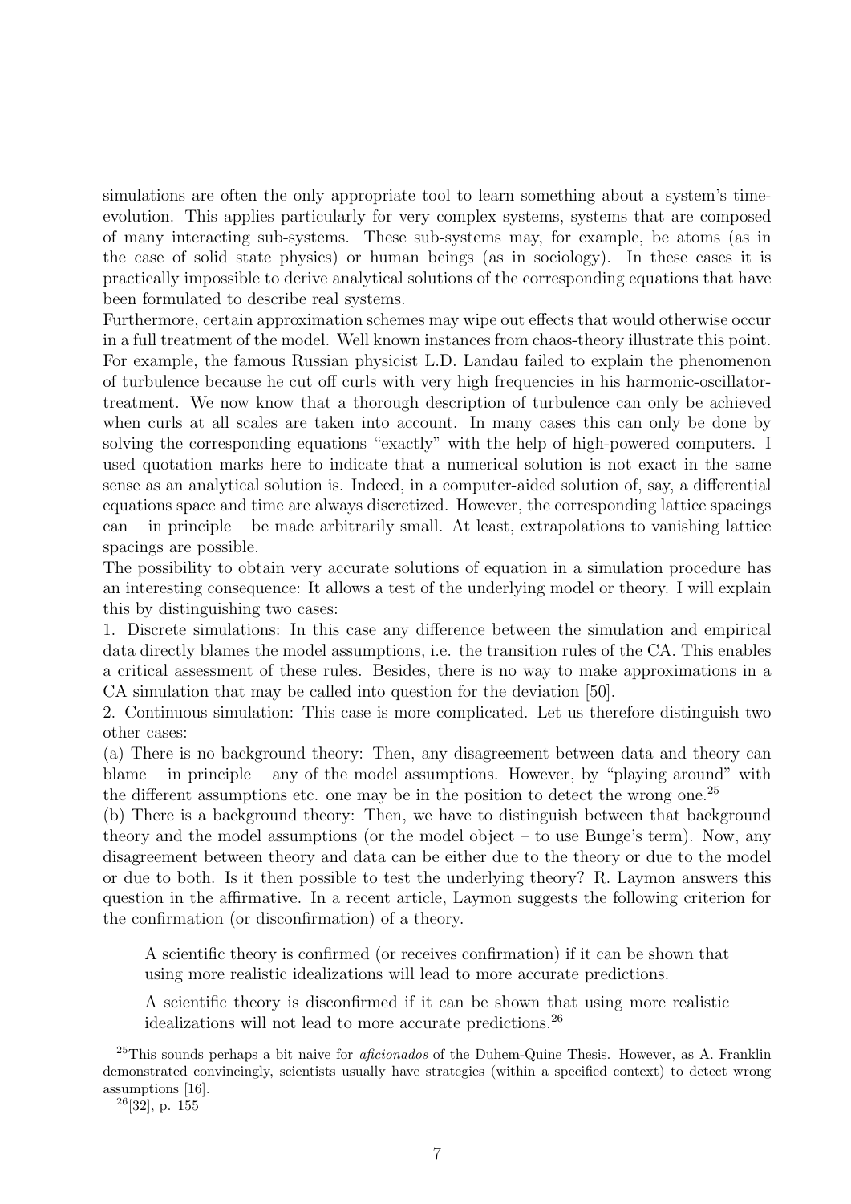simulations are often the only appropriate tool to learn something about a system's time-evolution. This applies particularly for very complex systems, systems that are composed of many interacting sub-systems. These sub-systems may, for example, be atoms (as in the case of solid state physics) or human beings (as in sociology). In these cases it is practically impossible to derive analytical solutions of the corresponding equations that have been formulated to describe real systems.

Furthermore, certain approximation schemes may wipe out effects that would otherwise occur in a full treatment of the model. Well known instances from chaos-theory illustrate this point. For example, the famous Russian physicist L.D. Landau failed to explain the phenomenon of turbulence because he cut off curls with very high frequencies in his harmonic-oscillator-treatment. We now know that a thorough description of turbulence can only be achieved when curls at all scales are taken into account. In many cases this can only be done by solving the corresponding equations "exactly" with the help of high-powered computers. I used quotation marks here to indicate that a numerical solution is not exact in the same sense as an analytical solution is. Indeed, in a computer-aided solution of, say, a differential equations space and time are always discretized. However, the corresponding lattice spacings can – in principle – be made arbitrarily small. At least, extrapolations to vanishing lattice spacings are possible.

The possibility to obtain very accurate solutions of equation in a simulation procedure has an interesting consequence: It allows a test of the underlying model or theory. I will explain this by distinguishing two cases:

1. Discrete simulations: In this case any difference between the simulation and empirical data directly blames the model assumptions, i.e. the transition rules of the CA. This enables a critical assessment of these rules. Besides, there is no way to make approximations in a CA simulation that may be called into question for the deviation [50].

2. Continuous simulation: This case is more complicated. Let us therefore distinguish two other cases:

(a) There is no background theory: Then, any disagreement between data and theory can blame – in principle – any of the model assumptions. However, by "playing around" with the different assumptions etc. one may be in the position to detect the wrong one.[25]

(b) There is a background theory: Then, we have to distinguish between that background theory and the model assumptions (or the model object – to use Bunge's term). Now, any disagreement between theory and data can be either due to the theory or due to the model or due to both. Is it then possible to test the underlying theory? R. Laymon answers this question in the affirmative. In a recent article, Laymon suggests the following criterion for the confirmation (or disconfirmation) of a theory.

> A scientific theory is confirmed (or receives confirmation) if it can be shown that using more realistic idealizations will lead to more accurate predictions.
>
> A scientific theory is disconfirmed if it can be shown that using more realistic idealizations will not lead to more accurate predictions.[26]

[25] This sounds perhaps a bit naive for *aficionados* of the Duhem-Quine Thesis. However, as A. Franklin demonstrated convincingly, scientists usually have strategies (within a specified context) to detect wrong assumptions [16].

[26] [32], p. 155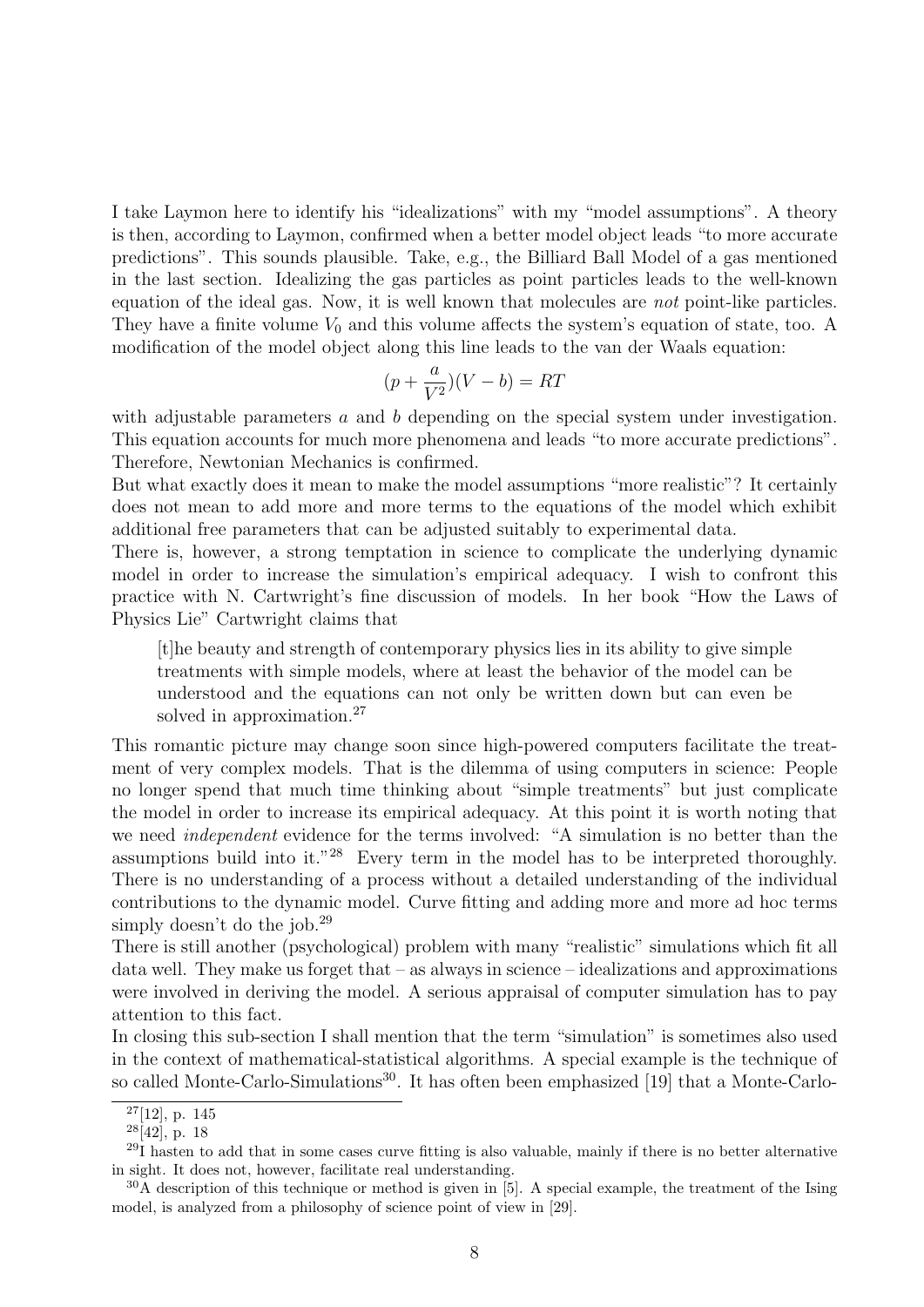I take Laymon here to identify his "idealizations" with my "model assumptions". A theory is then, according to Laymon, confirmed when a better model object leads "to more accurate predictions". This sounds plausible. Take, e.g., the Billiard Ball Model of a gas mentioned in the last section. Idealizing the gas particles as point particles leads to the well-known equation of the ideal gas. Now, it is well known that molecules are *not* point-like particles. They have a finite volume $V_0$ and this volume affects the system's equation of state, too. A modification of the model object along this line leads to the van der Waals equation:

$$(p + \frac{a}{V^2})(V - b) = RT$$

with adjustable parameters $a$ and $b$ depending on the special system under investigation. This equation accounts for much more phenomena and leads "to more accurate predictions". Therefore, Newtonian Mechanics is confirmed.

But what exactly does it mean to make the model assumptions "more realistic"? It certainly does not mean to add more and more terms to the equations of the model which exhibit additional free parameters that can be adjusted suitably to experimental data.

There is, however, a strong temptation in science to complicate the underlying dynamic model in order to increase the simulation's empirical adequacy. I wish to confront this practice with N. Cartwright's fine discussion of models. In her book "How the Laws of Physics Lie" Cartwright claims that

> [t]he beauty and strength of contemporary physics lies in its ability to give simple treatments with simple models, where at least the behavior of the model can be understood and the equations can not only be written down but can even be solved in approximation.[27]

This romantic picture may change soon since high-powered computers facilitate the treatment of very complex models. That is the dilemma of using computers in science: People no longer spend that much time thinking about "simple treatments" but just complicate the model in order to increase its empirical adequacy. At this point it is worth noting that we need *independent* evidence for the terms involved: "A simulation is no better than the assumptions build into it."[28] Every term in the model has to be interpreted thoroughly. There is no understanding of a process without a detailed understanding of the individual contributions to the dynamic model. Curve fitting and adding more and more ad hoc terms simply doesn't do the job.[29]

There is still another (psychological) problem with many "realistic" simulations which fit all data well. They make us forget that – as always in science – idealizations and approximations were involved in deriving the model. A serious appraisal of computer simulation has to pay attention to this fact.

In closing this sub-section I shall mention that the term "simulation" is sometimes also used in the context of mathematical-statistical algorithms. A special example is the technique of so called Monte-Carlo-Simulations[30]. It has often been emphasized [19] that a Monte-Carlo-

---

[27] [12], p. 145

[28] [42], p. 18

[29] I hasten to add that in some cases curve fitting is also valuable, mainly if there is no better alternative in sight. It does not, however, facilitate real understanding.

[30] A description of this technique or method is given in [5]. A special example, the treatment of the Ising model, is analyzed from a philosophy of science point of view in [29].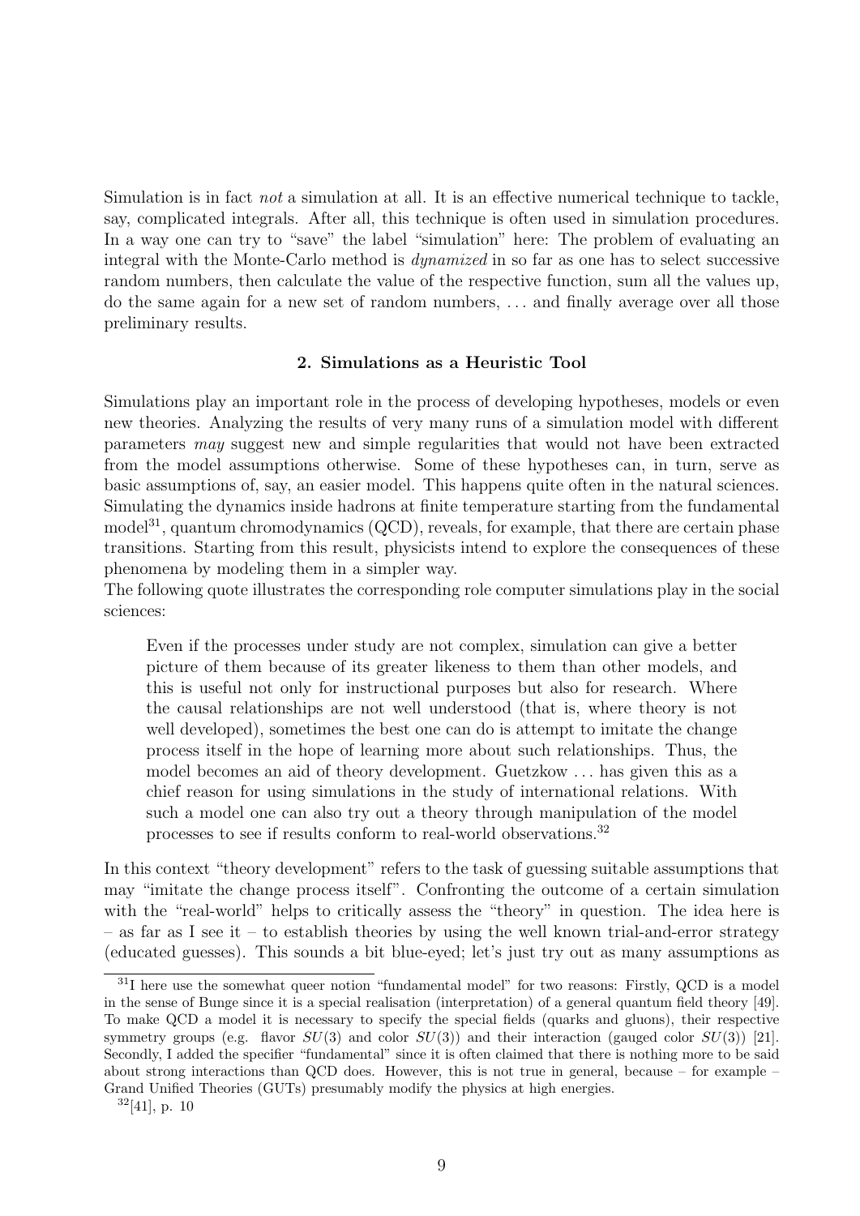Simulation is in fact *not* a simulation at all. It is an effective numerical technique to tackle, say, complicated integrals. After all, this technique is often used in simulation procedures. In a way one can try to "save" the label "simulation" here: The problem of evaluating an integral with the Monte-Carlo method is *dynamized* in so far as one has to select successive random numbers, then calculate the value of the respective function, sum all the values up, do the same again for a new set of random numbers, ... and finally average over all those preliminary results.

## 2. Simulations as a Heuristic Tool

Simulations play an important role in the process of developing hypotheses, models or even new theories. Analyzing the results of very many runs of a simulation model with different parameters *may* suggest new and simple regularities that would not have been extracted from the model assumptions otherwise. Some of these hypotheses can, in turn, serve as basic assumptions of, say, an easier model. This happens quite often in the natural sciences. Simulating the dynamics inside hadrons at finite temperature starting from the fundamental model[31], quantum chromodynamics (QCD), reveals, for example, that there are certain phase transitions. Starting from this result, physicists intend to explore the consequences of these phenomena by modeling them in a simpler way.
The following quote illustrates the corresponding role computer simulations play in the social sciences:

> Even if the processes under study are not complex, simulation can give a better picture of them because of its greater likeness to them than other models, and this is useful not only for instructional purposes but also for research. Where the causal relationships are not well understood (that is, where theory is not well developed), sometimes the best one can do is attempt to imitate the change process itself in the hope of learning more about such relationships. Thus, the model becomes an aid of theory development. Guetzkow ... has given this as a chief reason for using simulations in the study of international relations. With such a model one can also try out a theory through manipulation of the model processes to see if results conform to real-world observations.[32]

In this context "theory development" refers to the task of guessing suitable assumptions that may "imitate the change process itself". Confronting the outcome of a certain simulation with the "real-world" helps to critically assess the "theory" in question. The idea here is – as far as I see it – to establish theories by using the well known trial-and-error strategy (educated guesses). This sounds a bit blue-eyed; let's just try out as many assumptions as

---

[31] I here use the somewhat queer notion "fundamental model" for two reasons: Firstly, QCD is a model in the sense of Bunge since it is a special realisation (interpretation) of a general quantum field theory [49]. To make QCD a model it is necessary to specify the special fields (quarks and gluons), their respective symmetry groups (e.g. flavor $SU(3)$ and color $SU(3)$) and their interaction (gauged color $SU(3)$) [21]. Secondly, I added the specifier "fundamental" since it is often claimed that there is nothing more to be said about strong interactions than QCD does. However, this is not true in general, because – for example – Grand Unified Theories (GUTs) presumably modify the physics at high energies.

[32] [41], p. 10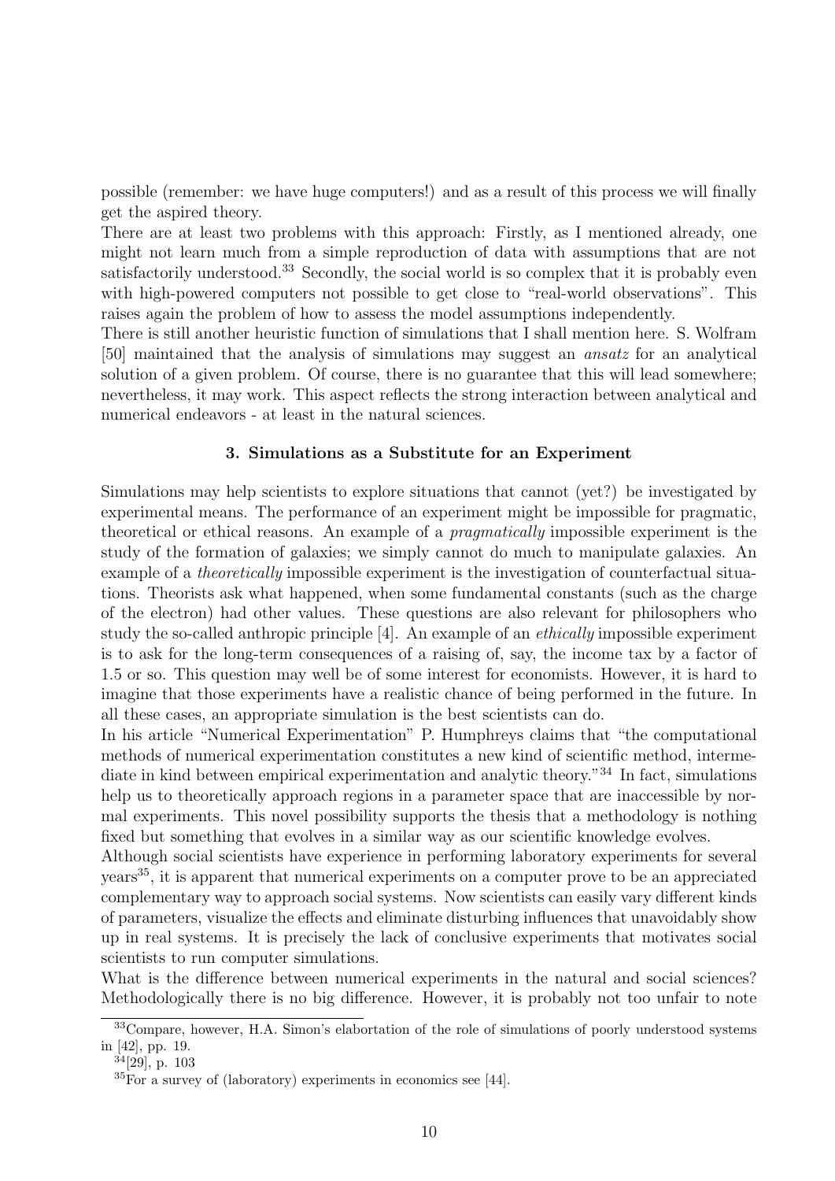possible (remember: we have huge computers!) and as a result of this process we will finally get the aspired theory.

There are at least two problems with this approach: Firstly, as I mentioned already, one might not learn much from a simple reproduction of data with assumptions that are not satisfactorily understood.[33] Secondly, the social world is so complex that it is probably even with high-powered computers not possible to get close to "real-world observations". This raises again the problem of how to assess the model assumptions independently.

There is still another heuristic function of simulations that I shall mention here. S. Wolfram [50] maintained that the analysis of simulations may suggest an *ansatz* for an analytical solution of a given problem. Of course, there is no guarantee that this will lead somewhere; nevertheless, it may work. This aspect reflects the strong interaction between analytical and numerical endeavors - at least in the natural sciences.

### 3. Simulations as a Substitute for an Experiment

Simulations may help scientists to explore situations that cannot (yet?) be investigated by experimental means. The performance of an experiment might be impossible for pragmatic, theoretical or ethical reasons. An example of a *pragmatically* impossible experiment is the study of the formation of galaxies; we simply cannot do much to manipulate galaxies. An example of a *theoretically* impossible experiment is the investigation of counterfactual situations. Theorists ask what happened, when some fundamental constants (such as the charge of the electron) had other values. These questions are also relevant for philosophers who study the so-called anthropic principle [4]. An example of an *ethically* impossible experiment is to ask for the long-term consequences of a raising of, say, the income tax by a factor of 1.5 or so. This question may well be of some interest for economists. However, it is hard to imagine that those experiments have a realistic chance of being performed in the future. In all these cases, an appropriate simulation is the best scientists can do.

In his article "Numerical Experimentation" P. Humphreys claims that "the computational methods of numerical experimentation constitutes a new kind of scientific method, intermediate in kind between empirical experimentation and analytic theory."[34] In fact, simulations help us to theoretically approach regions in a parameter space that are inaccessible by normal experiments. This novel possibility supports the thesis that a methodology is nothing fixed but something that evolves in a similar way as our scientific knowledge evolves.

Although social scientists have experience in performing laboratory experiments for several years[35], it is apparent that numerical experiments on a computer prove to be an appreciated complementary way to approach social systems. Now scientists can easily vary different kinds of parameters, visualize the effects and eliminate disturbing influences that unavoidably show up in real systems. It is precisely the lack of conclusive experiments that motivates social scientists to run computer simulations.

What is the difference between numerical experiments in the natural and social sciences? Methodologically there is no big difference. However, it is probably not too unfair to note

---

[33] Compare, however, H.A. Simon's elabortation of the role of simulations of poorly understood systems in [42], pp. 19.

[34] [29], p. 103

[35] For a survey of (laboratory) experiments in economics see [44].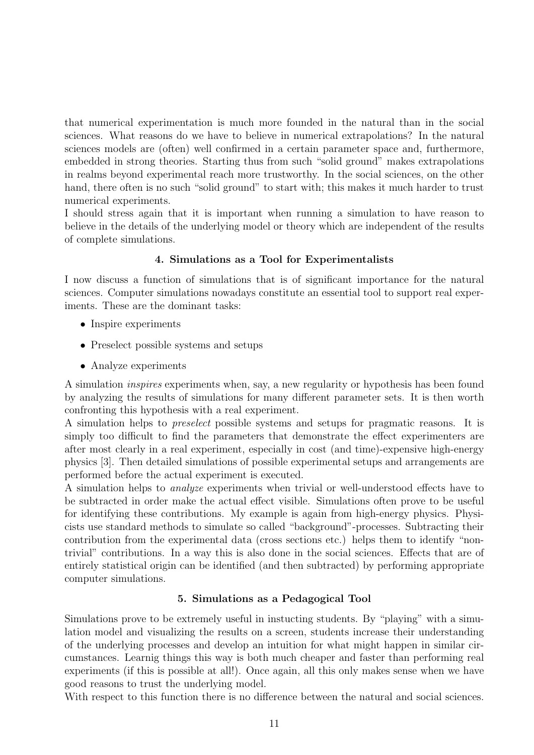that numerical experimentation is much more founded in the natural than in the social sciences. What reasons do we have to believe in numerical extrapolations? In the natural sciences models are (often) well confirmed in a certain parameter space and, furthermore, embedded in strong theories. Starting thus from such "solid ground" makes extrapolations in realms beyond experimental reach more trustworthy. In the social sciences, on the other hand, there often is no such "solid ground" to start with; this makes it much harder to trust numerical experiments.

I should stress again that it is important when running a simulation to have reason to believe in the details of the underlying model or theory which are independent of the results of complete simulations.

### 4. Simulations as a Tool for Experimentalists

I now discuss a function of simulations that is of significant importance for the natural sciences. Computer simulations nowadays constitute an essential tool to support real experiments. These are the dominant tasks:

- Inspire experiments
- Preselect possible systems and setups
- Analyze experiments

A simulation *inspires* experiments when, say, a new regularity or hypothesis has been found by analyzing the results of simulations for many different parameter sets. It is then worth confronting this hypothesis with a real experiment.

A simulation helps to *preselect* possible systems and setups for pragmatic reasons. It is simply too difficult to find the parameters that demonstrate the effect experimenters are after most clearly in a real experiment, especially in cost (and time)-expensive high-energy physics [3]. Then detailed simulations of possible experimental setups and arrangements are performed before the actual experiment is executed.

A simulation helps to *analyze* experiments when trivial or well-understood effects have to be subtracted in order make the actual effect visible. Simulations often prove to be useful for identifying these contributions. My example is again from high-energy physics. Physicists use standard methods to simulate so called "background"-processes. Subtracting their contribution from the experimental data (cross sections etc.) helps them to identify "non-trivial" contributions. In a way this is also done in the social sciences. Effects that are of entirely statistical origin can be identified (and then subtracted) by performing appropriate computer simulations.

### 5. Simulations as a Pedagogical Tool

Simulations prove to be extremely useful in instucting students. By "playing" with a simulation model and visualizing the results on a screen, students increase their understanding of the underlying processes and develop an intuition for what might happen in similar circumstances. Learnig things this way is both much cheaper and faster than performing real experiments (if this is possible at all!). Once again, all this only makes sense when we have good reasons to trust the underlying model.

With respect to this function there is no difference between the natural and social sciences.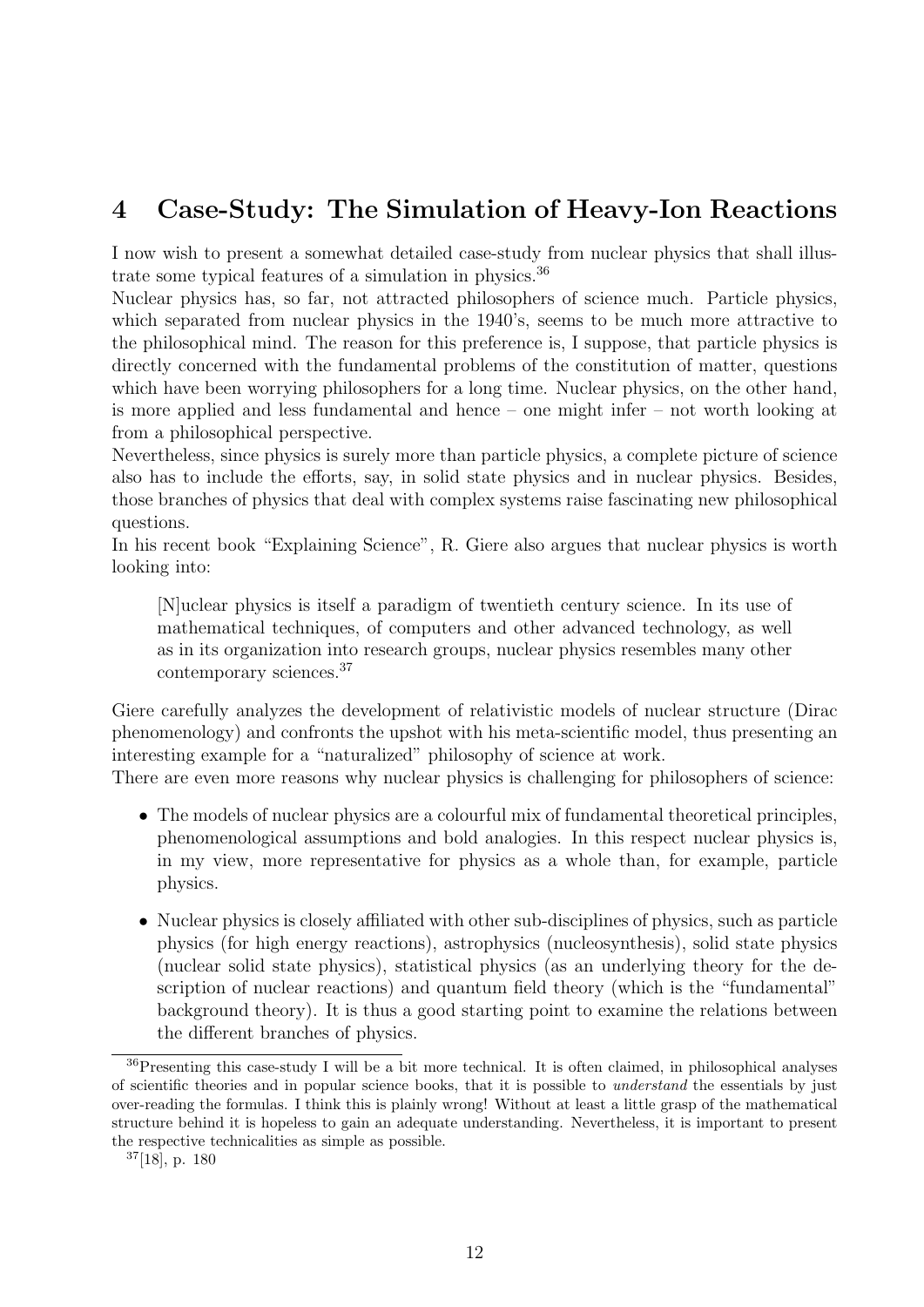## 4 Case-Study: The Simulation of Heavy-Ion Reactions

I now wish to present a somewhat detailed case-study from nuclear physics that shall illustrate some typical features of a simulation in physics.[36]

Nuclear physics has, so far, not attracted philosophers of science much. Particle physics, which separated from nuclear physics in the 1940's, seems to be much more attractive to the philosophical mind. The reason for this preference is, I suppose, that particle physics is directly concerned with the fundamental problems of the constitution of matter, questions which have been worrying philosophers for a long time. Nuclear physics, on the other hand, is more applied and less fundamental and hence – one might infer – not worth looking at from a philosophical perspective.

Nevertheless, since physics is surely more than particle physics, a complete picture of science also has to include the efforts, say, in solid state physics and in nuclear physics. Besides, those branches of physics that deal with complex systems raise fascinating new philosophical questions.

In his recent book "Explaining Science", R. Giere also argues that nuclear physics is worth looking into:

> [N]uclear physics is itself a paradigm of twentieth century science. In its use of mathematical techniques, of computers and other advanced technology, as well as in its organization into research groups, nuclear physics resembles many other contemporary sciences.[37]

Giere carefully analyzes the development of relativistic models of nuclear structure (Dirac phenomenology) and confronts the upshot with his meta-scientific model, thus presenting an interesting example for a "naturalized" philosophy of science at work.

There are even more reasons why nuclear physics is challenging for philosophers of science:

- The models of nuclear physics are a colourful mix of fundamental theoretical principles, phenomenological assumptions and bold analogies. In this respect nuclear physics is, in my view, more representative for physics as a whole than, for example, particle physics.
- Nuclear physics is closely affiliated with other sub-disciplines of physics, such as particle physics (for high energy reactions), astrophysics (nucleosynthesis), solid state physics (nuclear solid state physics), statistical physics (as an underlying theory for the description of nuclear reactions) and quantum field theory (which is the "fundamental" background theory). It is thus a good starting point to examine the relations between the different branches of physics.

---

[36] Presenting this case-study I will be a bit more technical. It is often claimed, in philosophical analyses of scientific theories and in popular science books, that it is possible to *understand* the essentials by just over-reading the formulas. I think this is plainly wrong! Without at least a little grasp of the mathematical structure behind it is hopeless to gain an adequate understanding. Nevertheless, it is important to present the respective technicalities as simple as possible.

[37] [18], p. 180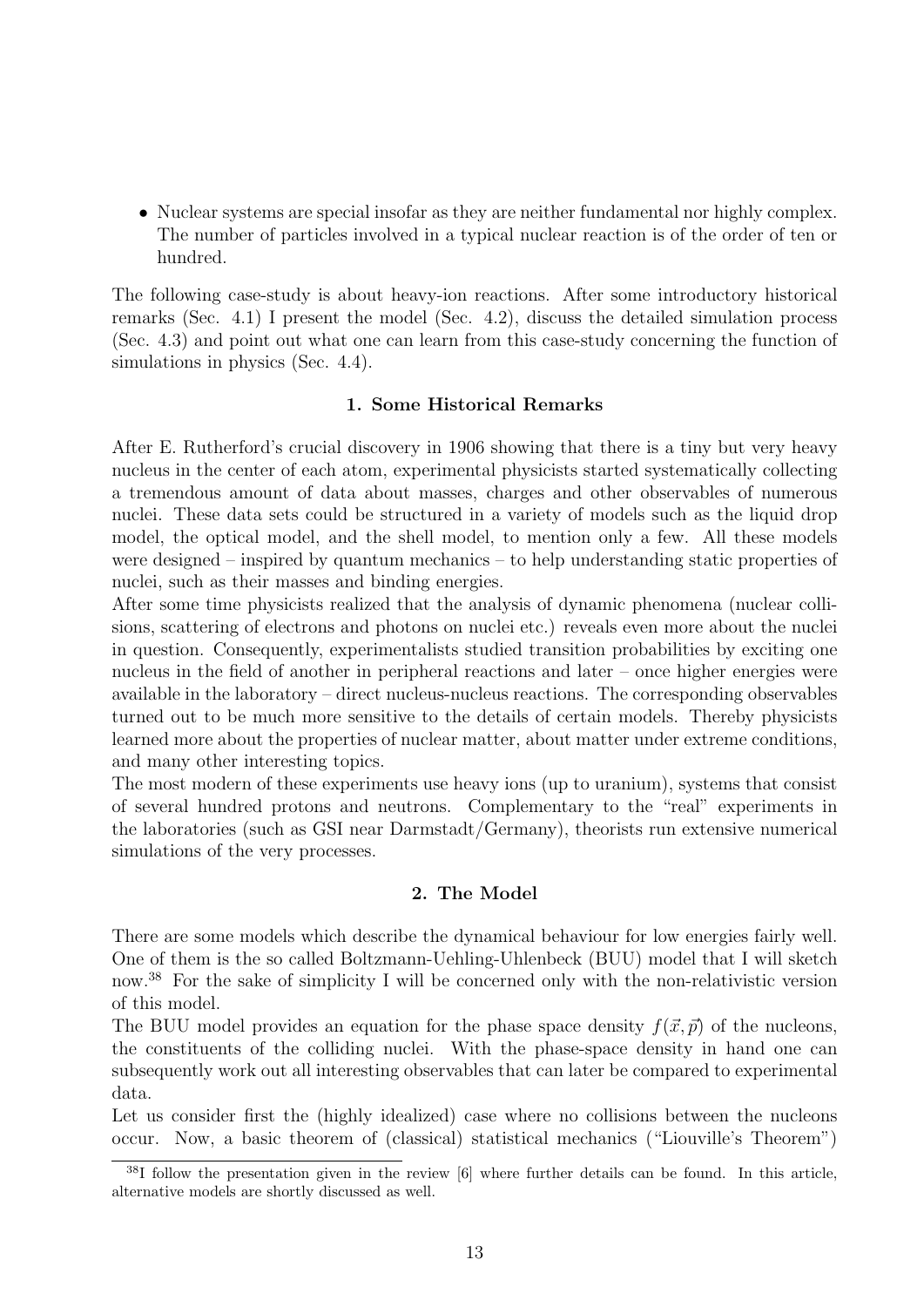- Nuclear systems are special insofar as they are neither fundamental nor highly complex. The number of particles involved in a typical nuclear reaction is of the order of ten or hundred.

The following case-study is about heavy-ion reactions. After some introductory historical remarks (Sec. 4.1) I present the model (Sec. 4.2), discuss the detailed simulation process (Sec. 4.3) and point out what one can learn from this case-study concerning the function of simulations in physics (Sec. 4.4).

### 1. Some Historical Remarks

After E. Rutherford's crucial discovery in 1906 showing that there is a tiny but very heavy nucleus in the center of each atom, experimental physicists started systematically collecting a tremendous amount of data about masses, charges and other observables of numerous nuclei. These data sets could be structured in a variety of models such as the liquid drop model, the optical model, and the shell model, to mention only a few. All these models were designed – inspired by quantum mechanics – to help understanding static properties of nuclei, such as their masses and binding energies.

After some time physicists realized that the analysis of dynamic phenomena (nuclear collisions, scattering of electrons and photons on nuclei etc.) reveals even more about the nuclei in question. Consequently, experimentalists studied transition probabilities by exciting one nucleus in the field of another in peripheral reactions and later – once higher energies were available in the laboratory – direct nucleus-nucleus reactions. The corresponding observables turned out to be much more sensitive to the details of certain models. Thereby physicists learned more about the properties of nuclear matter, about matter under extreme conditions, and many other interesting topics.

The most modern of these experiments use heavy ions (up to uranium), systems that consist of several hundred protons and neutrons. Complementary to the "real" experiments in the laboratories (such as GSI near Darmstadt/Germany), theorists run extensive numerical simulations of the very processes.

### 2. The Model

There are some models which describe the dynamical behaviour for low energies fairly well. One of them is the so called Boltzmann-Uehling-Uhlenbeck (BUU) model that I will sketch now.[38] For the sake of simplicity I will be concerned only with the non-relativistic version of this model.

The BUU model provides an equation for the phase space density $f(\vec{x}, \vec{p})$ of the nucleons, the constituents of the colliding nuclei. With the phase-space density in hand one can subsequently work out all interesting observables that can later be compared to experimental data.

Let us consider first the (highly idealized) case where no collisions between the nucleons occur. Now, a basic theorem of (classical) statistical mechanics ("Liouville's Theorem")

[38] I follow the presentation given in the review [6] where further details can be found. In this article, alternative models are shortly discussed as well.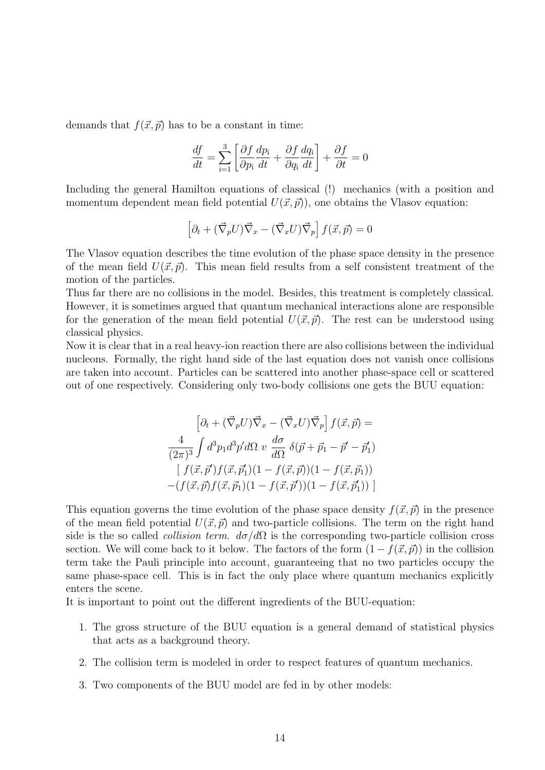demands that $f(\vec{x},\vec{p})$ has to be a constant in time:

$$\frac{df}{dt} = \sum_{i=1}^{3}\left[\frac{\partial f}{\partial p_i}\frac{dp_i}{dt} + \frac{\partial f}{\partial q_i}\frac{dq_i}{dt}\right] + \frac{\partial f}{\partial t} = 0$$

Including the general Hamilton equations of classical (!) mechanics (with a position and momentum dependent mean field potential $U(\vec{x},\vec{p})$), one obtains the Vlasov equation:

$$\left[\partial_t + (\vec{\nabla}_p U)\vec{\nabla}_x - (\vec{\nabla}_x U)\vec{\nabla}_p\right] f(\vec{x},\vec{p}) = 0$$

The Vlasov equation describes the time evolution of the phase space density in the presence of the mean field $U(\vec{x},\vec{p})$. This mean field results from a self consistent treatment of the motion of the particles.
Thus far there are no collisions in the model. Besides, this treatment is completely classical. However, it is sometimes argued that quantum mechanical interactions alone are responsible for the generation of the mean field potential $U(\vec{x},\vec{p})$. The rest can be understood using classical physics.
Now it is clear that in a real heavy-ion reaction there are also collisions between the individual nucleons. Formally, the right hand side of the last equation does not vanish once collisions are taken into account. Particles can be scattered into another phase-space cell or scattered out of one respectively. Considering only two-body collisions one gets the BUU equation:

$$\begin{gathered}
\left[\partial_t + (\vec{\nabla}_p U)\vec{\nabla}_x - (\vec{\nabla}_x U)\vec{\nabla}_p\right] f(\vec{x},\vec{p}) = \\
\frac{4}{(2\pi)^3}\int d^3p_1 d^3p' d\Omega \; v \; \frac{d\sigma}{d\Omega} \; \delta(\vec{p}+\vec{p}_1-\vec{p}\,'-\vec{p}_1\,') \\
[\; f(\vec{x},\vec{p}\,')f(\vec{x},\vec{p}_1\,')(1-f(\vec{x},\vec{p}))(1-f(\vec{x},\vec{p}_1)) \\
-(f(\vec{x},\vec{p})f(\vec{x},\vec{p}_1)(1-f(\vec{x},\vec{p}\,'))(1-f(\vec{x},\vec{p}_1\,'))\;]
\end{gathered}$$

This equation governs the time evolution of the phase space density $f(\vec{x},\vec{p})$ in the presence of the mean field potential $U(\vec{x},\vec{p})$ and two-particle collisions. The term on the right hand side is the so called *collision term*. $d\sigma/d\Omega$ is the corresponding two-particle collision cross section. We will come back to it below. The factors of the form $(1-f(\vec{x},\vec{p}))$ in the collision term take the Pauli principle into account, guaranteeing that no two particles occupy the same phase-space cell. This is in fact the only place where quantum mechanics explicitly enters the scene.
It is important to point out the different ingredients of the BUU-equation:

1. The gross structure of the BUU equation is a general demand of statistical physics that acts as a background theory.
2. The collision term is modeled in order to respect features of quantum mechanics.
3. Two components of the BUU model are fed in by other models: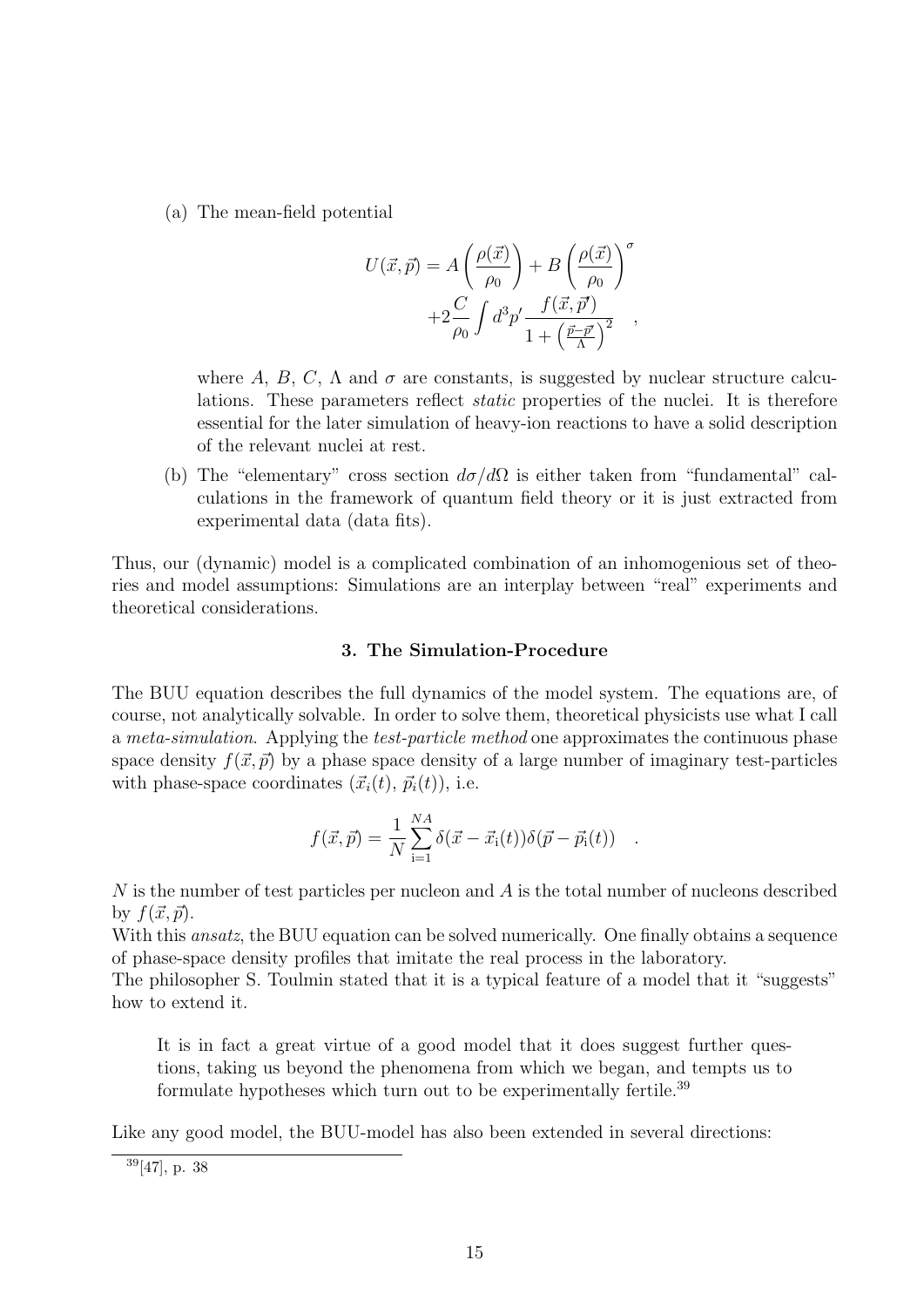(a) The mean-field potential

$$U(\vec{x},\vec{p}) = A\left(\frac{\rho(\vec{x})}{\rho_0}\right) + B\left(\frac{\rho(\vec{x})}{\rho_0}\right)^{\sigma}$$
$$+2\frac{C}{\rho_0}\int d^3p' \frac{f(\vec{x},\vec{p}')}{1+\left(\frac{\vec{p}-\vec{p}'}{\Lambda}\right)^2} \quad ,$$

where $A$, $B$, $C$, $\Lambda$ and $\sigma$ are constants, is suggested by nuclear structure calculations. These parameters reflect *static* properties of the nuclei. It is therefore essential for the later simulation of heavy-ion reactions to have a solid description of the relevant nuclei at rest.

(b) The "elementary" cross section $d\sigma/d\Omega$ is either taken from "fundamental" calculations in the framework of quantum field theory or it is just extracted from experimental data (data fits).

Thus, our (dynamic) model is a complicated combination of an inhomogenious set of theories and model assumptions: Simulations are an interplay between "real" experiments and theoretical considerations.

### 3. The Simulation-Procedure

The BUU equation describes the full dynamics of the model system. The equations are, of course, not analytically solvable. In order to solve them, theoretical physicists use what I call a *meta-simulation*. Applying the *test-particle method* one approximates the continuous phase space density $f(\vec{x},\vec{p})$ by a phase space density of a large number of imaginary test-particles with phase-space coordinates $(\vec{x}_i(t), \vec{p}_i(t))$, i.e.

$$f(\vec{x},\vec{p}) = \frac{1}{N}\sum_{\mathrm{i}=1}^{NA}\delta(\vec{x}-\vec{x}_{\mathrm{i}}(t))\delta(\vec{p}-\vec{p}_{\mathrm{i}}(t)) \quad .$$

$N$ is the number of test particles per nucleon and $A$ is the total number of nucleons described by $f(\vec{x},\vec{p})$.

With this *ansatz*, the BUU equation can be solved numerically. One finally obtains a sequence of phase-space density profiles that imitate the real process in the laboratory.

The philosopher S. Toulmin stated that it is a typical feature of a model that it "suggests" how to extend it.

> It is in fact a great virtue of a good model that it does suggest further questions, taking us beyond the phenomena from which we began, and tempts us to formulate hypotheses which turn out to be experimentally fertile.[39]

Like any good model, the BUU-model has also been extended in several directions:

[39] [47], p. 38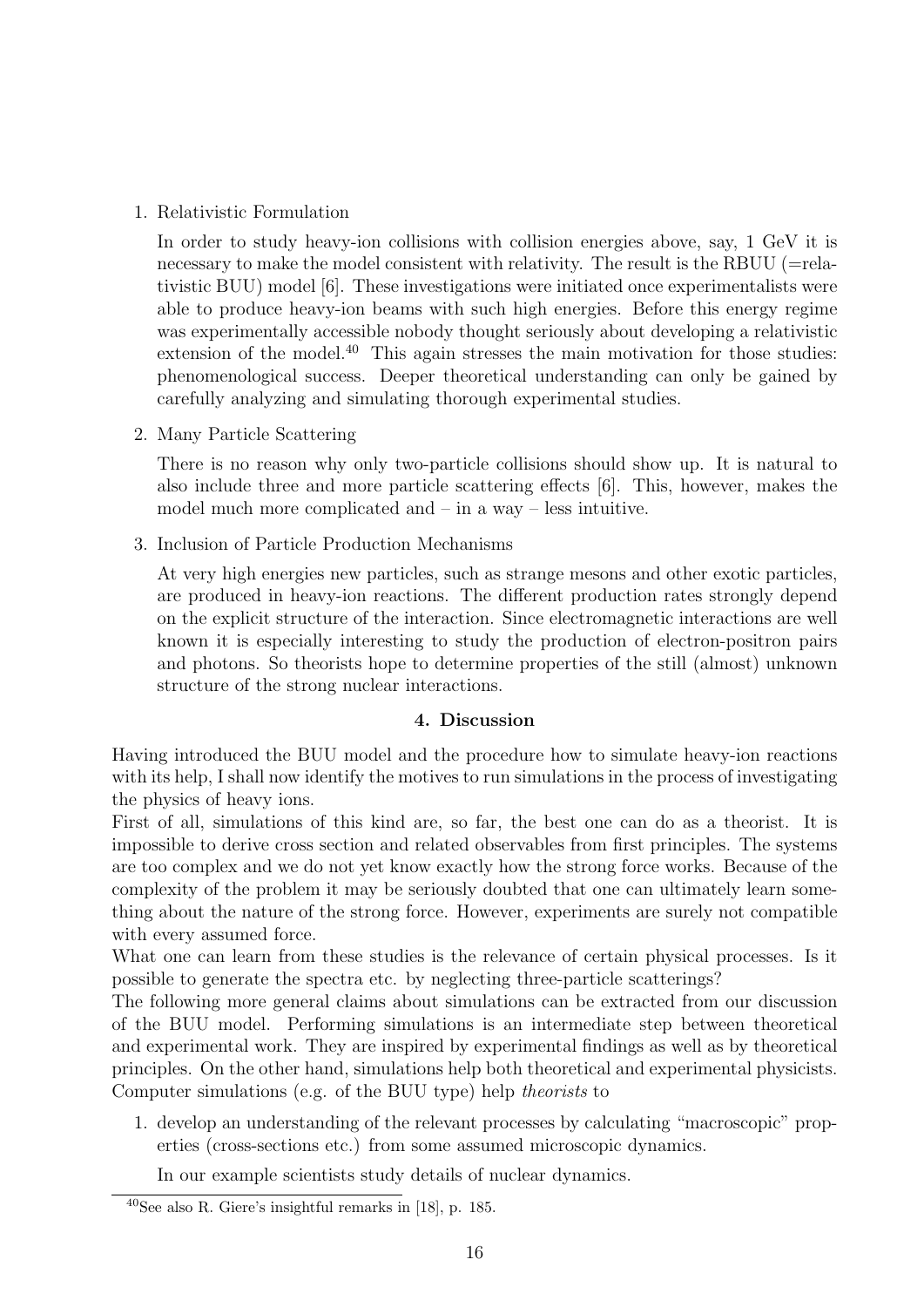1. Relativistic Formulation

   In order to study heavy-ion collisions with collision energies above, say, 1 GeV it is necessary to make the model consistent with relativity. The result is the RBUU (=relativistic BUU) model [6]. These investigations were initiated once experimentalists were able to produce heavy-ion beams with such high energies. Before this energy regime was experimentally accessible nobody thought seriously about developing a relativistic extension of the model.[40] This again stresses the main motivation for those studies: phenomenological success. Deeper theoretical understanding can only be gained by carefully analyzing and simulating thorough experimental studies.

2. Many Particle Scattering

   There is no reason why only two-particle collisions should show up. It is natural to also include three and more particle scattering effects [6]. This, however, makes the model much more complicated and – in a way – less intuitive.

3. Inclusion of Particle Production Mechanisms

   At very high energies new particles, such as strange mesons and other exotic particles, are produced in heavy-ion reactions. The different production rates strongly depend on the explicit structure of the interaction. Since electromagnetic interactions are well known it is especially interesting to study the production of electron-positron pairs and photons. So theorists hope to determine properties of the still (almost) unknown structure of the strong nuclear interactions.

## 4. Discussion

Having introduced the BUU model and the procedure how to simulate heavy-ion reactions with its help, I shall now identify the motives to run simulations in the process of investigating the physics of heavy ions.

First of all, simulations of this kind are, so far, the best one can do as a theorist. It is impossible to derive cross section and related observables from first principles. The systems are too complex and we do not yet know exactly how the strong force works. Because of the complexity of the problem it may be seriously doubted that one can ultimately learn something about the nature of the strong force. However, experiments are surely not compatible with every assumed force.

What one can learn from these studies is the relevance of certain physical processes. Is it possible to generate the spectra etc. by neglecting three-particle scatterings?

The following more general claims about simulations can be extracted from our discussion of the BUU model. Performing simulations is an intermediate step between theoretical and experimental work. They are inspired by experimental findings as well as by theoretical principles. On the other hand, simulations help both theoretical and experimental physicists. Computer simulations (e.g. of the BUU type) help *theorists* to

1. develop an understanding of the relevant processes by calculating "macroscopic" properties (cross-sections etc.) from some assumed microscopic dynamics.

   In our example scientists study details of nuclear dynamics.

---

[40] See also R. Giere's insightful remarks in [18], p. 185.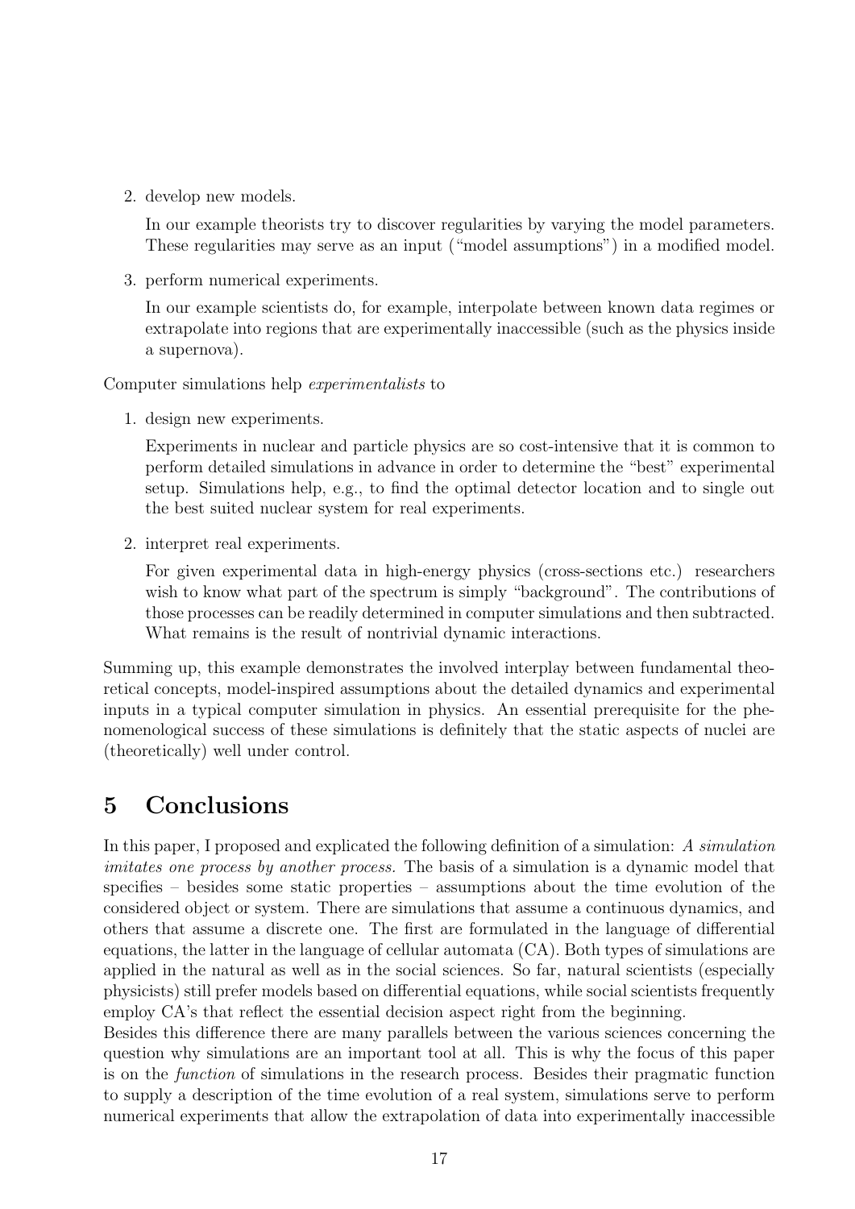2. develop new models.

   In our example theorists try to discover regularities by varying the model parameters. These regularities may serve as an input ("model assumptions") in a modified model.

3. perform numerical experiments.

   In our example scientists do, for example, interpolate between known data regimes or extrapolate into regions that are experimentally inaccessible (such as the physics inside a supernova).

Computer simulations help *experimentalists* to

1. design new experiments.

   Experiments in nuclear and particle physics are so cost-intensive that it is common to perform detailed simulations in advance in order to determine the "best" experimental setup. Simulations help, e.g., to find the optimal detector location and to single out the best suited nuclear system for real experiments.

2. interpret real experiments.

   For given experimental data in high-energy physics (cross-sections etc.) researchers wish to know what part of the spectrum is simply "background". The contributions of those processes can be readily determined in computer simulations and then subtracted. What remains is the result of nontrivial dynamic interactions.

Summing up, this example demonstrates the involved interplay between fundamental theoretical concepts, model-inspired assumptions about the detailed dynamics and experimental inputs in a typical computer simulation in physics. An essential prerequisite for the phenomenological success of these simulations is definitely that the static aspects of nuclei are (theoretically) well under control.

# 5 Conclusions

In this paper, I proposed and explicated the following definition of a simulation: *A simulation imitates one process by another process.* The basis of a simulation is a dynamic model that specifies – besides some static properties – assumptions about the time evolution of the considered object or system. There are simulations that assume a continuous dynamics, and others that assume a discrete one. The first are formulated in the language of differential equations, the latter in the language of cellular automata (CA). Both types of simulations are applied in the natural as well as in the social sciences. So far, natural scientists (especially physicists) still prefer models based on differential equations, while social scientists frequently employ CA's that reflect the essential decision aspect right from the beginning.
Besides this difference there are many parallels between the various sciences concerning the question why simulations are an important tool at all. This is why the focus of this paper is on the *function* of simulations in the research process. Besides their pragmatic function to supply a description of the time evolution of a real system, simulations serve to perform numerical experiments that allow the extrapolation of data into experimentally inaccessible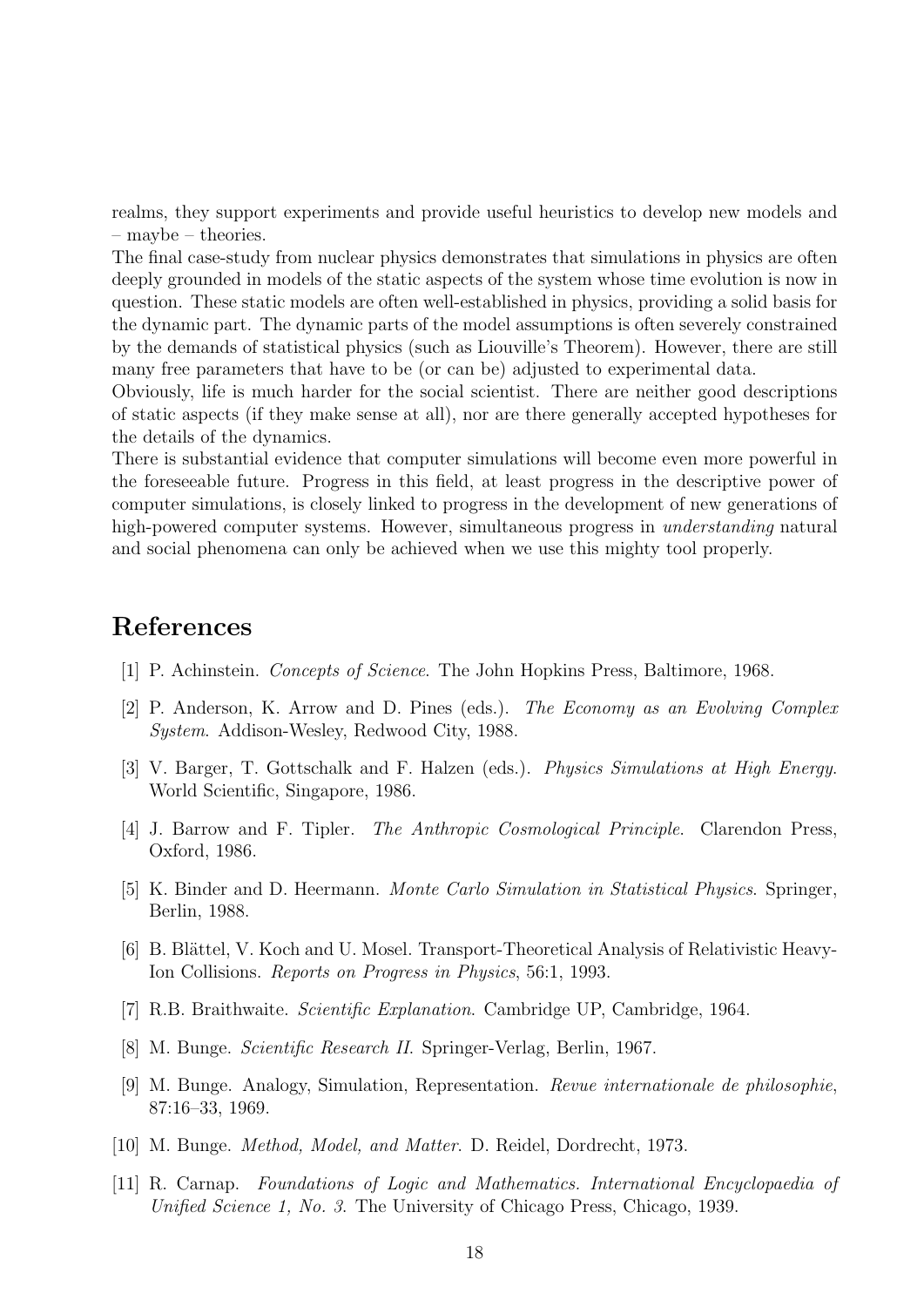realms, they support experiments and provide useful heuristics to develop new models and – maybe – theories.

The final case-study from nuclear physics demonstrates that simulations in physics are often deeply grounded in models of the static aspects of the system whose time evolution is now in question. These static models are often well-established in physics, providing a solid basis for the dynamic part. The dynamic parts of the model assumptions is often severely constrained by the demands of statistical physics (such as Liouville's Theorem). However, there are still many free parameters that have to be (or can be) adjusted to experimental data.

Obviously, life is much harder for the social scientist. There are neither good descriptions of static aspects (if they make sense at all), nor are there generally accepted hypotheses for the details of the dynamics.

There is substantial evidence that computer simulations will become even more powerful in the foreseeable future. Progress in this field, at least progress in the descriptive power of computer simulations, is closely linked to progress in the development of new generations of high-powered computer systems. However, simultaneous progress in *understanding* natural and social phenomena can only be achieved when we use this mighty tool properly.

# References

[1] P. Achinstein. *Concepts of Science*. The John Hopkins Press, Baltimore, 1968.

[2] P. Anderson, K. Arrow and D. Pines (eds.). *The Economy as an Evolving Complex System*. Addison-Wesley, Redwood City, 1988.

[3] V. Barger, T. Gottschalk and F. Halzen (eds.). *Physics Simulations at High Energy*. World Scientific, Singapore, 1986.

[4] J. Barrow and F. Tipler. *The Anthropic Cosmological Principle*. Clarendon Press, Oxford, 1986.

[5] K. Binder and D. Heermann. *Monte Carlo Simulation in Statistical Physics*. Springer, Berlin, 1988.

[6] B. Blättel, V. Koch and U. Mosel. Transport-Theoretical Analysis of Relativistic Heavy-Ion Collisions. *Reports on Progress in Physics*, 56:1, 1993.

[7] R.B. Braithwaite. *Scientific Explanation*. Cambridge UP, Cambridge, 1964.

[8] M. Bunge. *Scientific Research II*. Springer-Verlag, Berlin, 1967.

[9] M. Bunge. Analogy, Simulation, Representation. *Revue internationale de philosophie*, 87:16–33, 1969.

[10] M. Bunge. *Method, Model, and Matter*. D. Reidel, Dordrecht, 1973.

[11] R. Carnap. *Foundations of Logic and Mathematics. International Encyclopaedia of Unified Science 1, No. 3.* The University of Chicago Press, Chicago, 1939.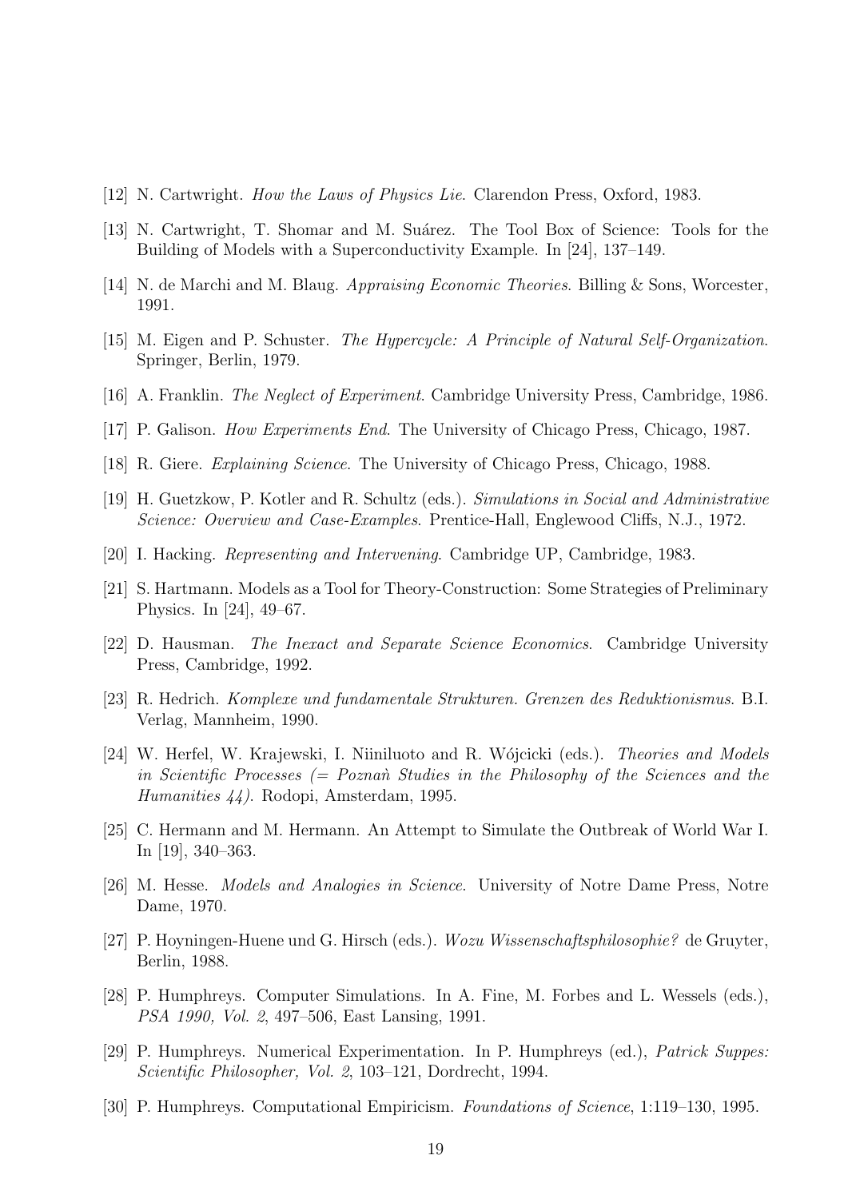[12] N. Cartwright. *How the Laws of Physics Lie*. Clarendon Press, Oxford, 1983.

[13] N. Cartwright, T. Shomar and M. Suárez. The Tool Box of Science: Tools for the Building of Models with a Superconductivity Example. In [24], 137–149.

[14] N. de Marchi and M. Blaug. *Appraising Economic Theories*. Billing & Sons, Worcester, 1991.

[15] M. Eigen and P. Schuster. *The Hypercycle: A Principle of Natural Self-Organization*. Springer, Berlin, 1979.

[16] A. Franklin. *The Neglect of Experiment*. Cambridge University Press, Cambridge, 1986.

[17] P. Galison. *How Experiments End*. The University of Chicago Press, Chicago, 1987.

[18] R. Giere. *Explaining Science*. The University of Chicago Press, Chicago, 1988.

[19] H. Guetzkow, P. Kotler and R. Schultz (eds.). *Simulations in Social and Administrative Science: Overview and Case-Examples*. Prentice-Hall, Englewood Cliffs, N.J., 1972.

[20] I. Hacking. *Representing and Intervening*. Cambridge UP, Cambridge, 1983.

[21] S. Hartmann. Models as a Tool for Theory-Construction: Some Strategies of Preliminary Physics. In [24], 49–67.

[22] D. Hausman. *The Inexact and Separate Science Economics*. Cambridge University Press, Cambridge, 1992.

[23] R. Hedrich. *Komplexe und fundamentale Strukturen. Grenzen des Reduktionismus*. B.I. Verlag, Mannheim, 1990.

[24] W. Herfel, W. Krajewski, I. Niiniluoto and R. Wójcicki (eds.). *Theories and Models in Scientific Processes (= Poznań Studies in the Philosophy of the Sciences and the Humanities 44)*. Rodopi, Amsterdam, 1995.

[25] C. Hermann and M. Hermann. An Attempt to Simulate the Outbreak of World War I. In [19], 340–363.

[26] M. Hesse. *Models and Analogies in Science*. University of Notre Dame Press, Notre Dame, 1970.

[27] P. Hoyningen-Huene und G. Hirsch (eds.). *Wozu Wissenschaftsphilosophie?* de Gruyter, Berlin, 1988.

[28] P. Humphreys. Computer Simulations. In A. Fine, M. Forbes and L. Wessels (eds.), *PSA 1990, Vol. 2*, 497–506, East Lansing, 1991.

[29] P. Humphreys. Numerical Experimentation. In P. Humphreys (ed.), *Patrick Suppes: Scientific Philosopher, Vol. 2*, 103–121, Dordrecht, 1994.

[30] P. Humphreys. Computational Empiricism. *Foundations of Science*, 1:119–130, 1995.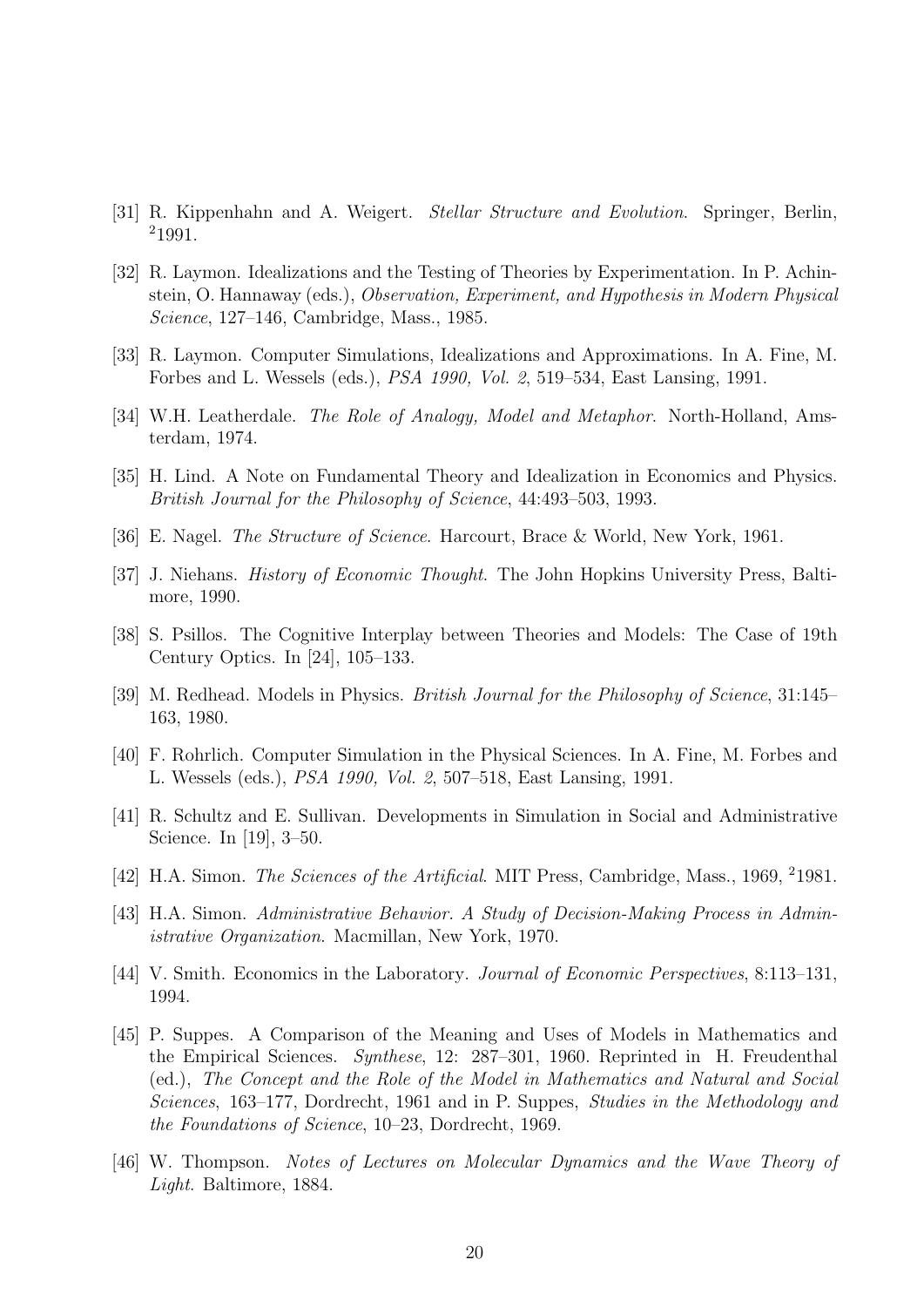[31] R. Kippenhahn and A. Weigert. *Stellar Structure and Evolution*. Springer, Berlin, $^2$1991.

[32] R. Laymon. Idealizations and the Testing of Theories by Experimentation. In P. Achinstein, O. Hannaway (eds.), *Observation, Experiment, and Hypothesis in Modern Physical Science*, 127–146, Cambridge, Mass., 1985.

[33] R. Laymon. Computer Simulations, Idealizations and Approximations. In A. Fine, M. Forbes and L. Wessels (eds.), *PSA 1990, Vol. 2*, 519–534, East Lansing, 1991.

[34] W.H. Leatherdale. *The Role of Analogy, Model and Metaphor*. North-Holland, Amsterdam, 1974.

[35] H. Lind. A Note on Fundamental Theory and Idealization in Economics and Physics. *British Journal for the Philosophy of Science*, 44:493–503, 1993.

[36] E. Nagel. *The Structure of Science*. Harcourt, Brace & World, New York, 1961.

[37] J. Niehans. *History of Economic Thought*. The John Hopkins University Press, Baltimore, 1990.

[38] S. Psillos. The Cognitive Interplay between Theories and Models: The Case of 19th Century Optics. In [24], 105–133.

[39] M. Redhead. Models in Physics. *British Journal for the Philosophy of Science*, 31:145–163, 1980.

[40] F. Rohrlich. Computer Simulation in the Physical Sciences. In A. Fine, M. Forbes and L. Wessels (eds.), *PSA 1990, Vol. 2*, 507–518, East Lansing, 1991.

[41] R. Schultz and E. Sullivan. Developments in Simulation in Social and Administrative Science. In [19], 3–50.

[42] H.A. Simon. *The Sciences of the Artificial*. MIT Press, Cambridge, Mass., 1969, $^2$1981.

[43] H.A. Simon. *Administrative Behavior. A Study of Decision-Making Process in Administrative Organization*. Macmillan, New York, 1970.

[44] V. Smith. Economics in the Laboratory. *Journal of Economic Perspectives*, 8:113–131, 1994.

[45] P. Suppes. A Comparison of the Meaning and Uses of Models in Mathematics and the Empirical Sciences. *Synthese*, 12: 287–301, 1960. Reprinted in H. Freudenthal (ed.), *The Concept and the Role of the Model in Mathematics and Natural and Social Sciences*, 163–177, Dordrecht, 1961 and in P. Suppes, *Studies in the Methodology and the Foundations of Science*, 10–23, Dordrecht, 1969.

[46] W. Thompson. *Notes of Lectures on Molecular Dynamics and the Wave Theory of Light*. Baltimore, 1884.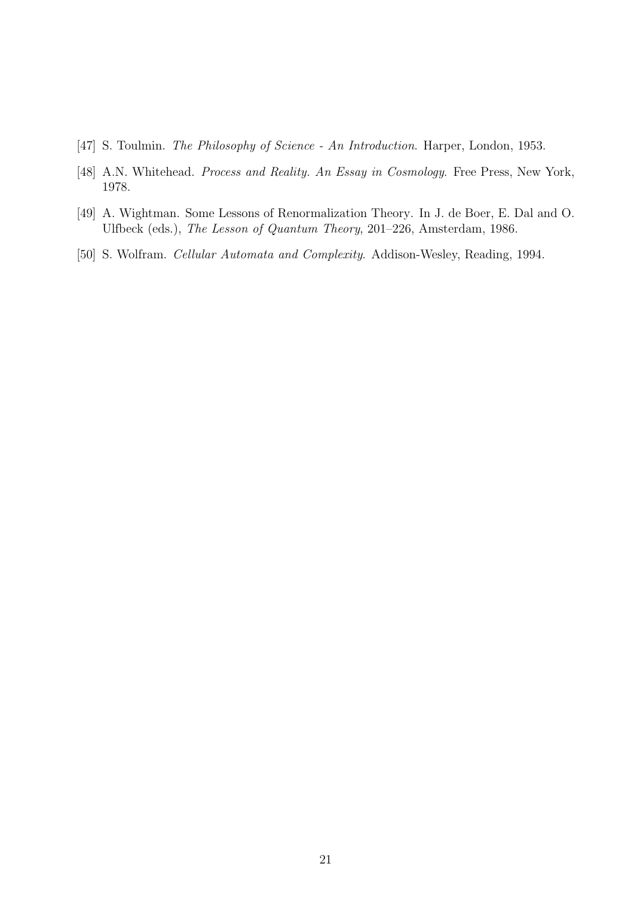[47] S. Toulmin. *The Philosophy of Science - An Introduction*. Harper, London, 1953.

[48] A.N. Whitehead. *Process and Reality. An Essay in Cosmology*. Free Press, New York, 1978.

[49] A. Wightman. Some Lessons of Renormalization Theory. In J. de Boer, E. Dal and O. Ulfbeck (eds.), *The Lesson of Quantum Theory*, 201–226, Amsterdam, 1986.

[50] S. Wolfram. *Cellular Automata and Complexity*. Addison-Wesley, Reading, 1994.